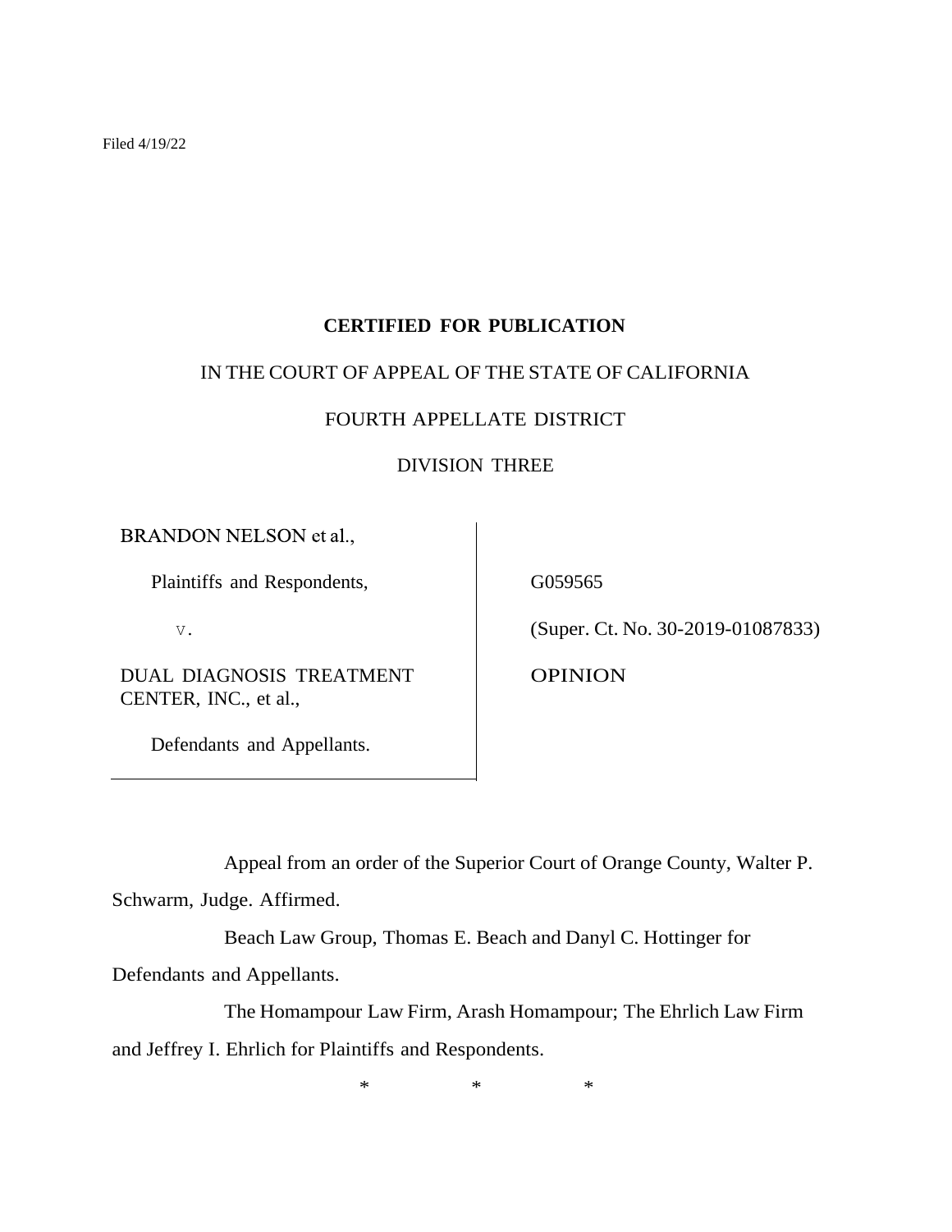Filed 4/19/22

**CERTIFIED FOR PUBLICATION**

IN THE COURT OF APPEAL OF THE STATE OF CALIFORNIA

FOURTH APPELLATE DISTRICT

DIVISION THREE

| | |
|---|---|
| BRANDON NELSON et al.,<br><br>Plaintiffs and Respondents,<br><br>v.<br><br>DUAL DIAGNOSIS TREATMENT CENTER, INC., et al.,<br><br>Defendants and Appellants. | G059565<br><br>(Super. Ct. No. 30-2019-01087833)<br><br>OPINION |

Appeal from an order of the Superior Court of Orange County, Walter P. Schwarm, Judge. Affirmed.

Beach Law Group, Thomas E. Beach and Danyl C. Hottinger for Defendants and Appellants.

The Homampour Law Firm, Arash Homampour; The Ehrlich Law Firm and Jeffrey I. Ehrlich for Plaintiffs and Respondents.

\* \* \*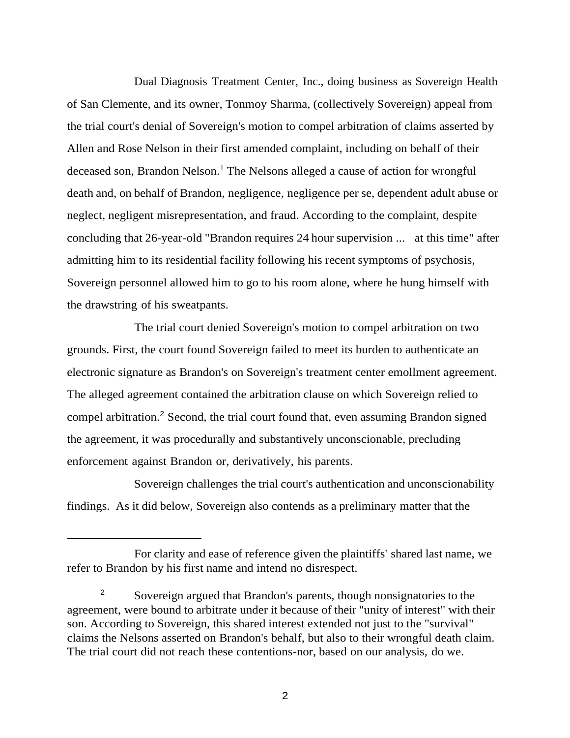Dual Diagnosis Treatment Center, Inc., doing business as Sovereign Health of San Clemente, and its owner, Tonmoy Sharma, (collectively Sovereign) appeal from the trial court's denial of Sovereign's motion to compel arbitration of claims asserted by Allen and Rose Nelson in their first amended complaint, including on behalf of their deceased son, Brandon Nelson.[1] The Nelsons alleged a cause of action for wrongful death and, on behalf of Brandon, negligence, negligence per se, dependent adult abuse or neglect, negligent misrepresentation, and fraud. According to the complaint, despite concluding that 26-year-old "Brandon requires 24 hour supervision ... at this time" after admitting him to its residential facility following his recent symptoms of psychosis, Sovereign personnel allowed him to go to his room alone, where he hung himself with the drawstring of his sweatpants.

The trial court denied Sovereign's motion to compel arbitration on two grounds. First, the court found Sovereign failed to meet its burden to authenticate an electronic signature as Brandon's on Sovereign's treatment center emollment agreement. The alleged agreement contained the arbitration clause on which Sovereign relied to compel arbitration.[2] Second, the trial court found that, even assuming Brandon signed the agreement, it was procedurally and substantively unconscionable, precluding enforcement against Brandon or, derivatively, his parents.

Sovereign challenges the trial court's authentication and unconscionability findings. As it did below, Sovereign also contends as a preliminary matter that the

---

[1] For clarity and ease of reference given the plaintiffs' shared last name, we refer to Brandon by his first name and intend no disrespect.

[2] Sovereign argued that Brandon's parents, though nonsignatories to the agreement, were bound to arbitrate under it because of their "unity of interest" with their son. According to Sovereign, this shared interest extended not just to the "survival" claims the Nelsons asserted on Brandon's behalf, but also to their wrongful death claim. The trial court did not reach these contentions-nor, based on our analysis, do we.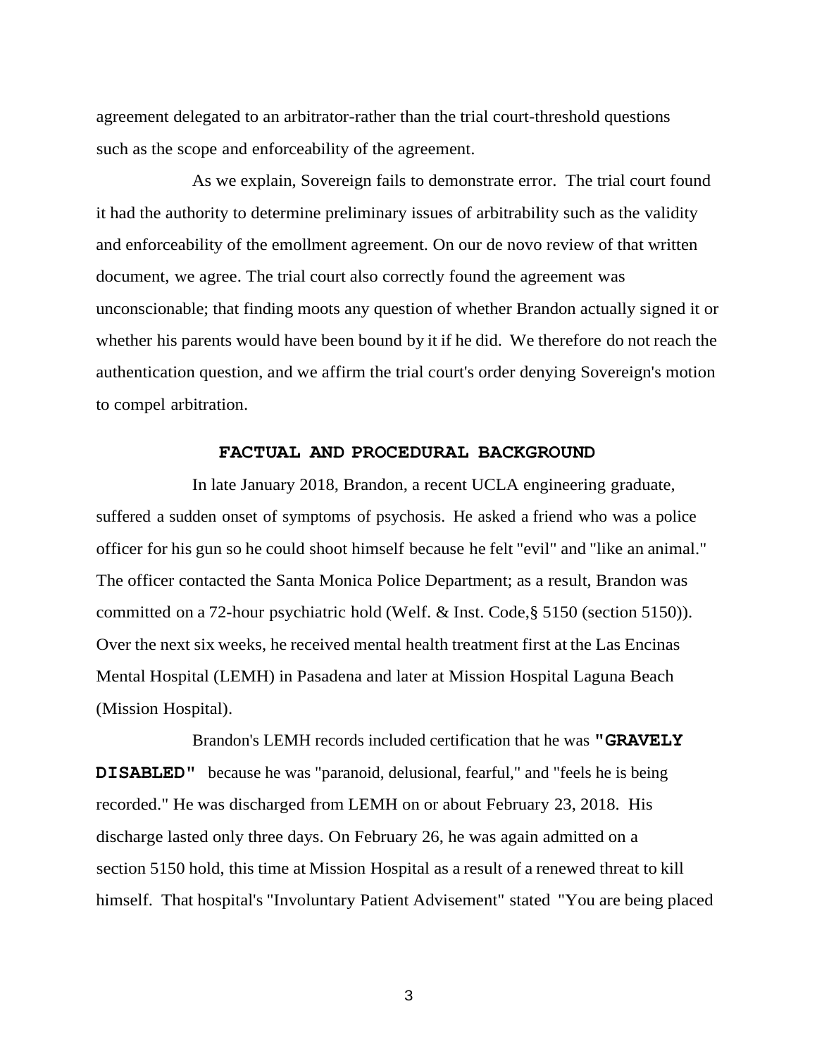agreement delegated to an arbitrator-rather than the trial court-threshold questions such as the scope and enforceability of the agreement.

As we explain, Sovereign fails to demonstrate error. The trial court found it had the authority to determine preliminary issues of arbitrability such as the validity and enforceability of the emollment agreement. On our de novo review of that written document, we agree. The trial court also correctly found the agreement was unconscionable; that finding moots any question of whether Brandon actually signed it or whether his parents would have been bound by it if he did. We therefore do not reach the authentication question, and we affirm the trial court's order denying Sovereign's motion to compel arbitration.

## FACTUAL AND PROCEDURAL BACKGROUND

In late January 2018, Brandon, a recent UCLA engineering graduate, suffered a sudden onset of symptoms of psychosis. He asked a friend who was a police officer for his gun so he could shoot himself because he felt "evil" and "like an animal." The officer contacted the Santa Monica Police Department; as a result, Brandon was committed on a 72-hour psychiatric hold (Welf. & Inst. Code,§ 5150 (section 5150)). Over the next six weeks, he received mental health treatment first at the Las Encinas Mental Hospital (LEMH) in Pasadena and later at Mission Hospital Laguna Beach (Mission Hospital).

Brandon's LEMH records included certification that he was **"GRAVELY DISABLED"** because he was "paranoid, delusional, fearful," and "feels he is being recorded." He was discharged from LEMH on or about February 23, 2018. His discharge lasted only three days. On February 26, he was again admitted on a section 5150 hold, this time at Mission Hospital as a result of a renewed threat to kill himself. That hospital's "Involuntary Patient Advisement" stated "You are being placed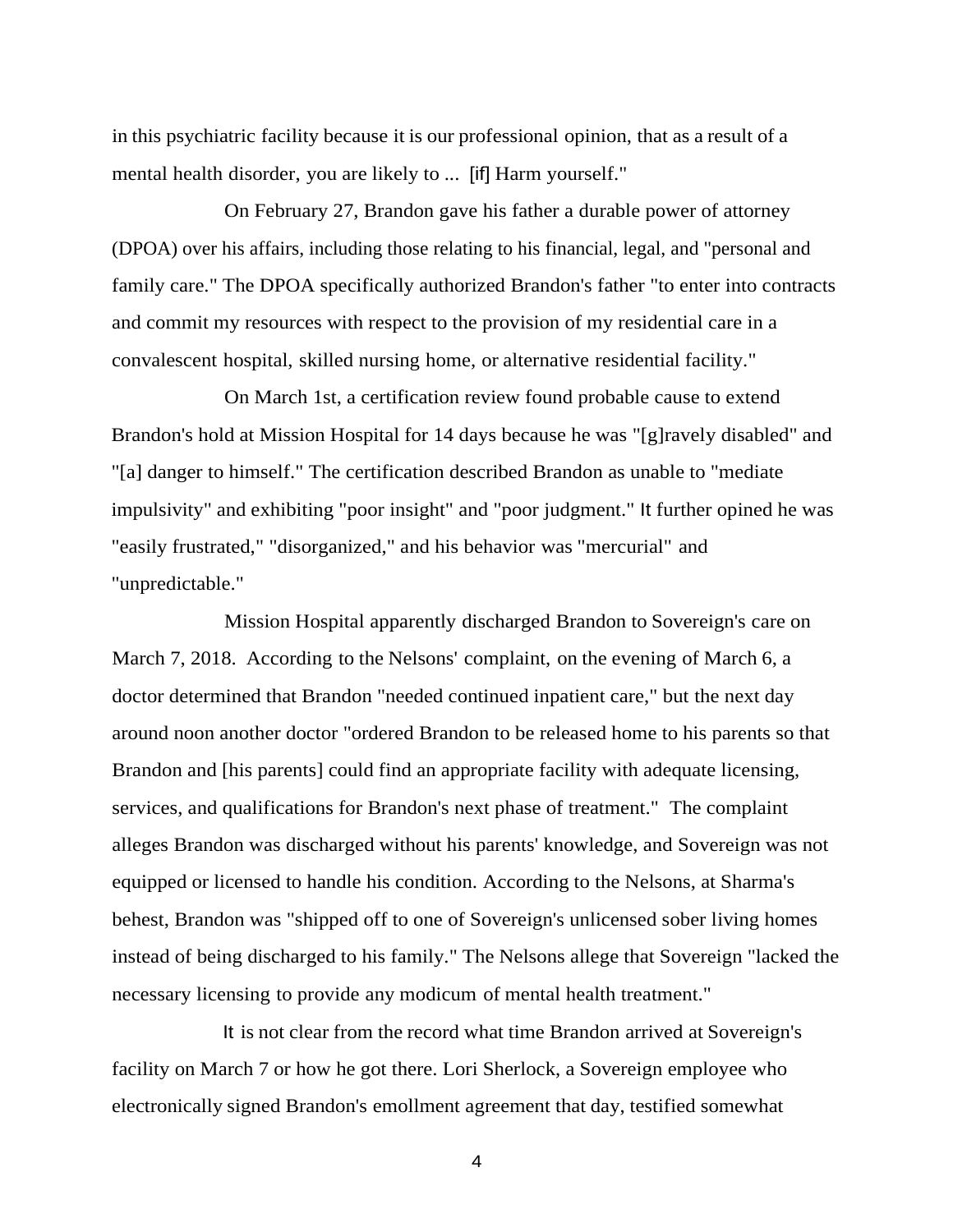in this psychiatric facility because it is our professional opinion, that as a result of a mental health disorder, you are likely to ... [if] Harm yourself."

On February 27, Brandon gave his father a durable power of attorney (DPOA) over his affairs, including those relating to his financial, legal, and "personal and family care." The DPOA specifically authorized Brandon's father "to enter into contracts and commit my resources with respect to the provision of my residential care in a convalescent hospital, skilled nursing home, or alternative residential facility."

On March 1st, a certification review found probable cause to extend Brandon's hold at Mission Hospital for 14 days because he was "[g]ravely disabled" and "[a] danger to himself." The certification described Brandon as unable to "mediate impulsivity" and exhibiting "poor insight" and "poor judgment." It further opined he was "easily frustrated," "disorganized," and his behavior was "mercurial" and "unpredictable."

Mission Hospital apparently discharged Brandon to Sovereign's care on March 7, 2018. According to the Nelsons' complaint, on the evening of March 6, a doctor determined that Brandon "needed continued inpatient care," but the next day around noon another doctor "ordered Brandon to be released home to his parents so that Brandon and [his parents] could find an appropriate facility with adequate licensing, services, and qualifications for Brandon's next phase of treatment." The complaint alleges Brandon was discharged without his parents' knowledge, and Sovereign was not equipped or licensed to handle his condition. According to the Nelsons, at Sharma's behest, Brandon was "shipped off to one of Sovereign's unlicensed sober living homes instead of being discharged to his family." The Nelsons allege that Sovereign "lacked the necessary licensing to provide any modicum of mental health treatment."

It is not clear from the record what time Brandon arrived at Sovereign's facility on March 7 or how he got there. Lori Sherlock, a Sovereign employee who electronically signed Brandon's emollment agreement that day, testified somewhat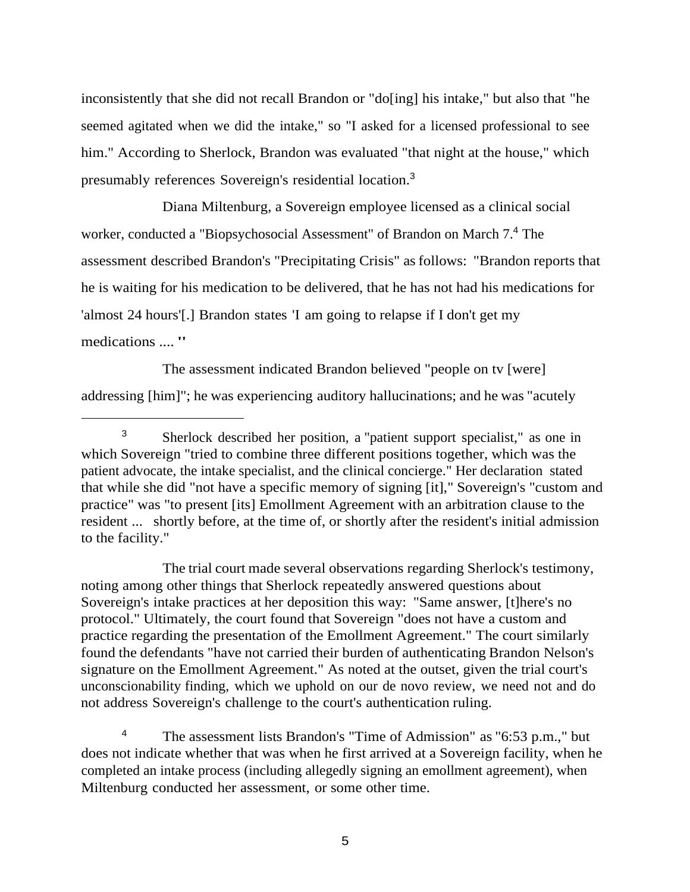inconsistently that she did not recall Brandon or "do[ing] his intake," but also that "he seemed agitated when we did the intake," so "I asked for a licensed professional to see him." According to Sherlock, Brandon was evaluated "that night at the house," which presumably references Sovereign's residential location.[3]

Diana Miltenburg, a Sovereign employee licensed as a clinical social worker, conducted a "Biopsychosocial Assessment" of Brandon on March 7.[4] The assessment described Brandon's "Precipitating Crisis" as follows: "Brandon reports that he is waiting for his medication to be delivered, that he has not had his medications for 'almost 24 hours'[.] Brandon states 'I am going to relapse if I don't get my medications .... "

The assessment indicated Brandon believed "people on tv [were] addressing [him]"; he was experiencing auditory hallucinations; and he was "acutely

---

[3] Sherlock described her position, a "patient support specialist," as one in which Sovereign "tried to combine three different positions together, which was the patient advocate, the intake specialist, and the clinical concierge." Her declaration stated that while she did "not have a specific memory of signing [it]," Sovereign's "custom and practice" was "to present [its] Emollment Agreement with an arbitration clause to the resident ... shortly before, at the time of, or shortly after the resident's initial admission to the facility."

The trial court made several observations regarding Sherlock's testimony, noting among other things that Sherlock repeatedly answered questions about Sovereign's intake practices at her deposition this way: "Same answer, [t]here's no protocol." Ultimately, the court found that Sovereign "does not have a custom and practice regarding the presentation of the Emollment Agreement." The court similarly found the defendants "have not carried their burden of authenticating Brandon Nelson's signature on the Emollment Agreement." As noted at the outset, given the trial court's unconscionability finding, which we uphold on our de novo review, we need not and do not address Sovereign's challenge to the court's authentication ruling.

[4] The assessment lists Brandon's "Time of Admission" as "6:53 p.m.," but does not indicate whether that was when he first arrived at a Sovereign facility, when he completed an intake process (including allegedly signing an emollment agreement), when Miltenburg conducted her assessment, or some other time.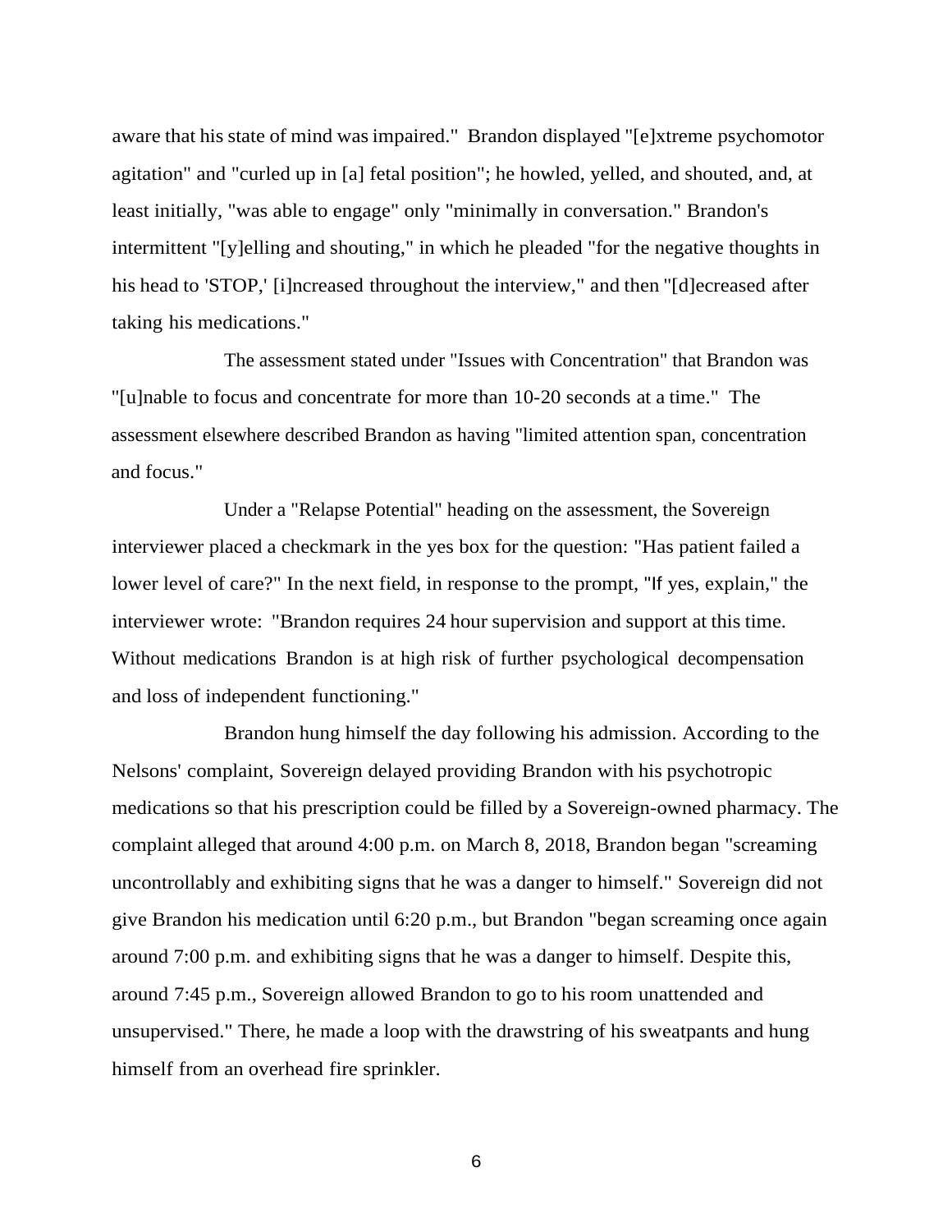aware that his state of mind was impaired." Brandon displayed "[e]xtreme psychomotor agitation" and "curled up in [a] fetal position"; he howled, yelled, and shouted, and, at least initially, "was able to engage" only "minimally in conversation." Brandon's intermittent "[y]elling and shouting," in which he pleaded "for the negative thoughts in his head to 'STOP,' [i]ncreased throughout the interview," and then "[d]ecreased after taking his medications."

The assessment stated under "Issues with Concentration" that Brandon was "[u]nable to focus and concentrate for more than 10-20 seconds at a time." The assessment elsewhere described Brandon as having "limited attention span, concentration and focus."

Under a "Relapse Potential" heading on the assessment, the Sovereign interviewer placed a checkmark in the yes box for the question: "Has patient failed a lower level of care?" In the next field, in response to the prompt, "If yes, explain," the interviewer wrote: "Brandon requires 24 hour supervision and support at this time. Without medications Brandon is at high risk of further psychological decompensation and loss of independent functioning."

Brandon hung himself the day following his admission. According to the Nelsons' complaint, Sovereign delayed providing Brandon with his psychotropic medications so that his prescription could be filled by a Sovereign-owned pharmacy. The complaint alleged that around 4:00 p.m. on March 8, 2018, Brandon began "screaming uncontrollably and exhibiting signs that he was a danger to himself." Sovereign did not give Brandon his medication until 6:20 p.m., but Brandon "began screaming once again around 7:00 p.m. and exhibiting signs that he was a danger to himself. Despite this, around 7:45 p.m., Sovereign allowed Brandon to go to his room unattended and unsupervised." There, he made a loop with the drawstring of his sweatpants and hung himself from an overhead fire sprinkler.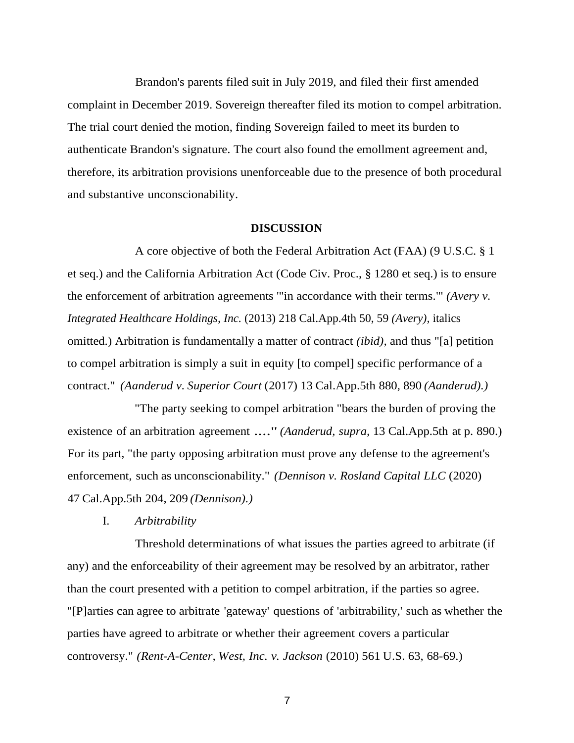Brandon's parents filed suit in July 2019, and filed their first amended complaint in December 2019. Sovereign thereafter filed its motion to compel arbitration. The trial court denied the motion, finding Sovereign failed to meet its burden to authenticate Brandon's signature. The court also found the emollment agreement and, therefore, its arbitration provisions unenforceable due to the presence of both procedural and substantive unconscionability.

## DISCUSSION

A core objective of both the Federal Arbitration Act (FAA) (9 U.S.C. § 1 et seq.) and the California Arbitration Act (Code Civ. Proc., § 1280 et seq.) is to ensure the enforcement of arbitration agreements "'in accordance with their terms.'" *(Avery v. Integrated Healthcare Holdings, Inc.* (2013) 218 Cal.App.4th 50, 59 *(Avery),* italics omitted.) Arbitration is fundamentally a matter of contract *(ibid),* and thus "[a] petition to compel arbitration is simply a suit in equity [to compel] specific performance of a contract." *(Aanderud v. Superior Court* (2017) 13 Cal.App.5th 880, 890 *(Aanderud).)*

"The party seeking to compel arbitration "bears the burden of proving the existence of an arbitration agreement ...." *(Aanderud, supra,* 13 Cal.App.5th at p. 890.) For its part, "the party opposing arbitration must prove any defense to the agreement's enforcement, such as unconscionability." *(Dennison v. Rosland Capital LLC* (2020) 47 Cal.App.5th 204, 209 *(Dennison).)*

### I. *Arbitrability*

Threshold determinations of what issues the parties agreed to arbitrate (if any) and the enforceability of their agreement may be resolved by an arbitrator, rather than the court presented with a petition to compel arbitration, if the parties so agree. "[P]arties can agree to arbitrate 'gateway' questions of 'arbitrability,' such as whether the parties have agreed to arbitrate or whether their agreement covers a particular controversy." *(Rent-A-Center, West, Inc. v. Jackson* (2010) 561 U.S. 63, 68-69.)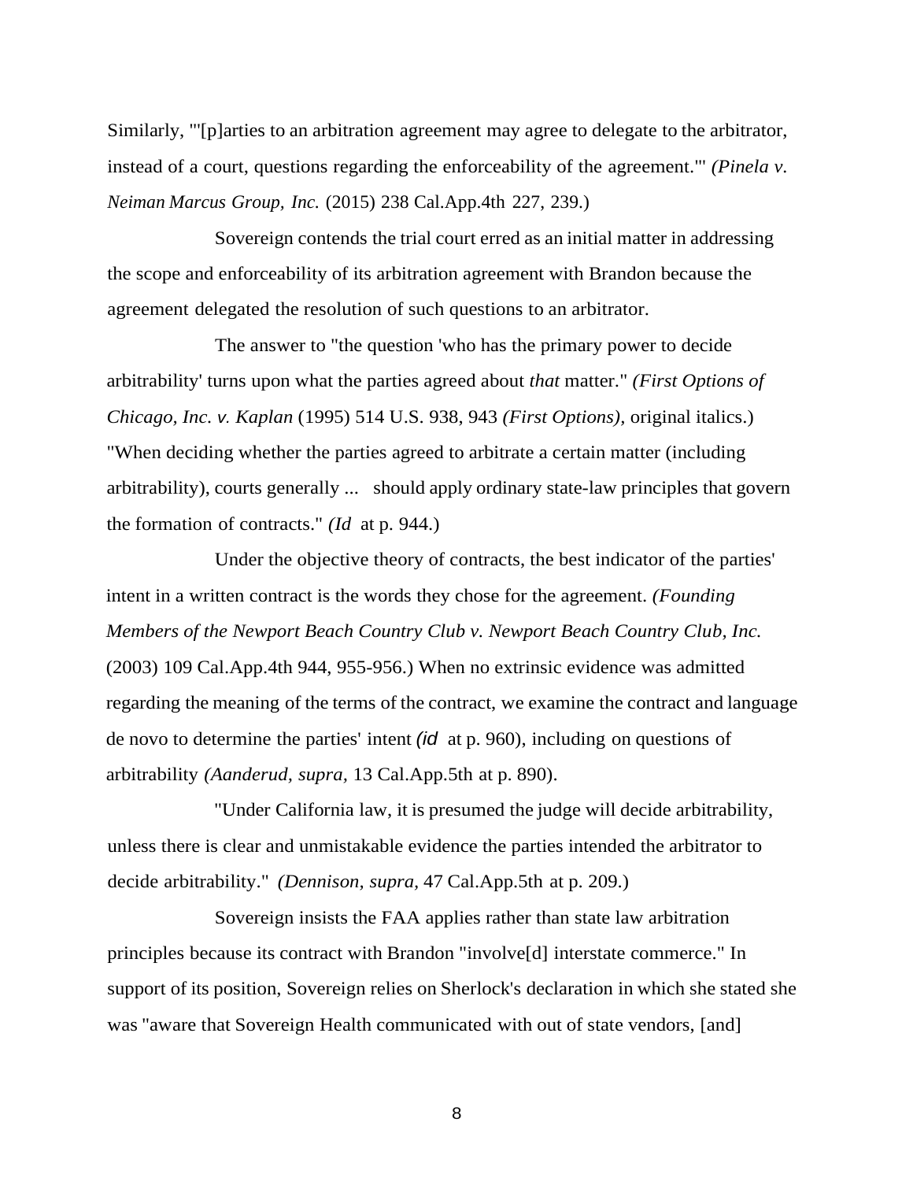Similarly, "'[p]arties to an arbitration agreement may agree to delegate to the arbitrator, instead of a court, questions regarding the enforceability of the agreement.'" *(Pinela v. Neiman Marcus Group, Inc.* (2015) 238 Cal.App.4th 227, 239.)

Sovereign contends the trial court erred as an initial matter in addressing the scope and enforceability of its arbitration agreement with Brandon because the agreement delegated the resolution of such questions to an arbitrator.

The answer to "the question 'who has the primary power to decide arbitrability' turns upon what the parties agreed about *that* matter." *(First Options of Chicago, Inc. v. Kaplan* (1995) 514 U.S. 938, 943 *(First Options),* original italics.) "When deciding whether the parties agreed to arbitrate a certain matter (including arbitrability), courts generally ... should apply ordinary state-law principles that govern the formation of contracts." *(Id* at p. 944.)

Under the objective theory of contracts, the best indicator of the parties' intent in a written contract is the words they chose for the agreement. *(Founding Members of the Newport Beach Country Club v. Newport Beach Country Club, Inc.* (2003) 109 Cal.App.4th 944, 955-956.) When no extrinsic evidence was admitted regarding the meaning of the terms of the contract, we examine the contract and language de novo to determine the parties' intent *(id* at p. 960), including on questions of arbitrability *(Aanderud, supra,* 13 Cal.App.5th at p. 890).

"Under California law, it is presumed the judge will decide arbitrability, unless there is clear and unmistakable evidence the parties intended the arbitrator to decide arbitrability." *(Dennison, supra,* 47 Cal.App.5th at p. 209.)

Sovereign insists the FAA applies rather than state law arbitration principles because its contract with Brandon "involve[d] interstate commerce." In support of its position, Sovereign relies on Sherlock's declaration in which she stated she was "aware that Sovereign Health communicated with out of state vendors, [and]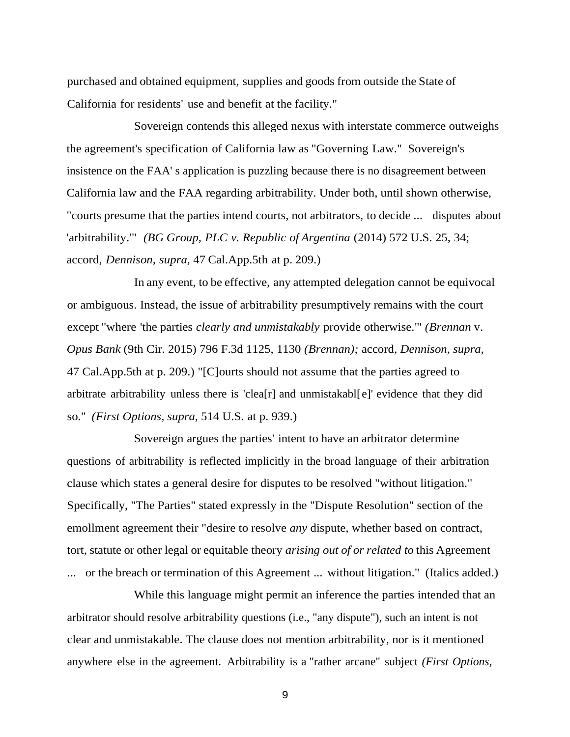purchased and obtained equipment, supplies and goods from outside the State of California for residents' use and benefit at the facility."

Sovereign contends this alleged nexus with interstate commerce outweighs the agreement's specification of California law as "Governing Law." Sovereign's insistence on the FAA' s application is puzzling because there is no disagreement between California law and the FAA regarding arbitrability. Under both, until shown otherwise, "courts presume that the parties intend courts, not arbitrators, to decide ... disputes about 'arbitrability.'" *(BG Group, PLC v. Republic of Argentina* (2014) 572 U.S. 25, 34; accord, *Dennison, supra,* 47 Cal.App.5th at p. 209.)

In any event, to be effective, any attempted delegation cannot be equivocal or ambiguous. Instead, the issue of arbitrability presumptively remains with the court except "where 'the parties *clearly and unmistakably* provide otherwise.'" *(Brennan* v. *Opus Bank* (9th Cir. 2015) 796 F.3d 1125, 1130 *(Brennan);* accord, *Dennison, supra,* 47 Cal.App.5th at p. 209.) "[C]ourts should not assume that the parties agreed to arbitrate arbitrability unless there is 'clea[r] and unmistakabl[e]' evidence that they did so." *(First Options, supra,* 514 U.S. at p. 939.)

Sovereign argues the parties' intent to have an arbitrator determine questions of arbitrability is reflected implicitly in the broad language of their arbitration clause which states a general desire for disputes to be resolved "without litigation." Specifically, "The Parties" stated expressly in the "Dispute Resolution" section of the emollment agreement their "desire to resolve *any* dispute, whether based on contract, tort, statute or other legal or equitable theory *arising out of or related to* this Agreement ... or the breach or termination of this Agreement ... without litigation." (Italics added.)

While this language might permit an inference the parties intended that an arbitrator should resolve arbitrability questions (i.e., "any dispute"), such an intent is not clear and unmistakable. The clause does not mention arbitrability, nor is it mentioned anywhere else in the agreement. Arbitrability is a "rather arcane" subject *(First Options,*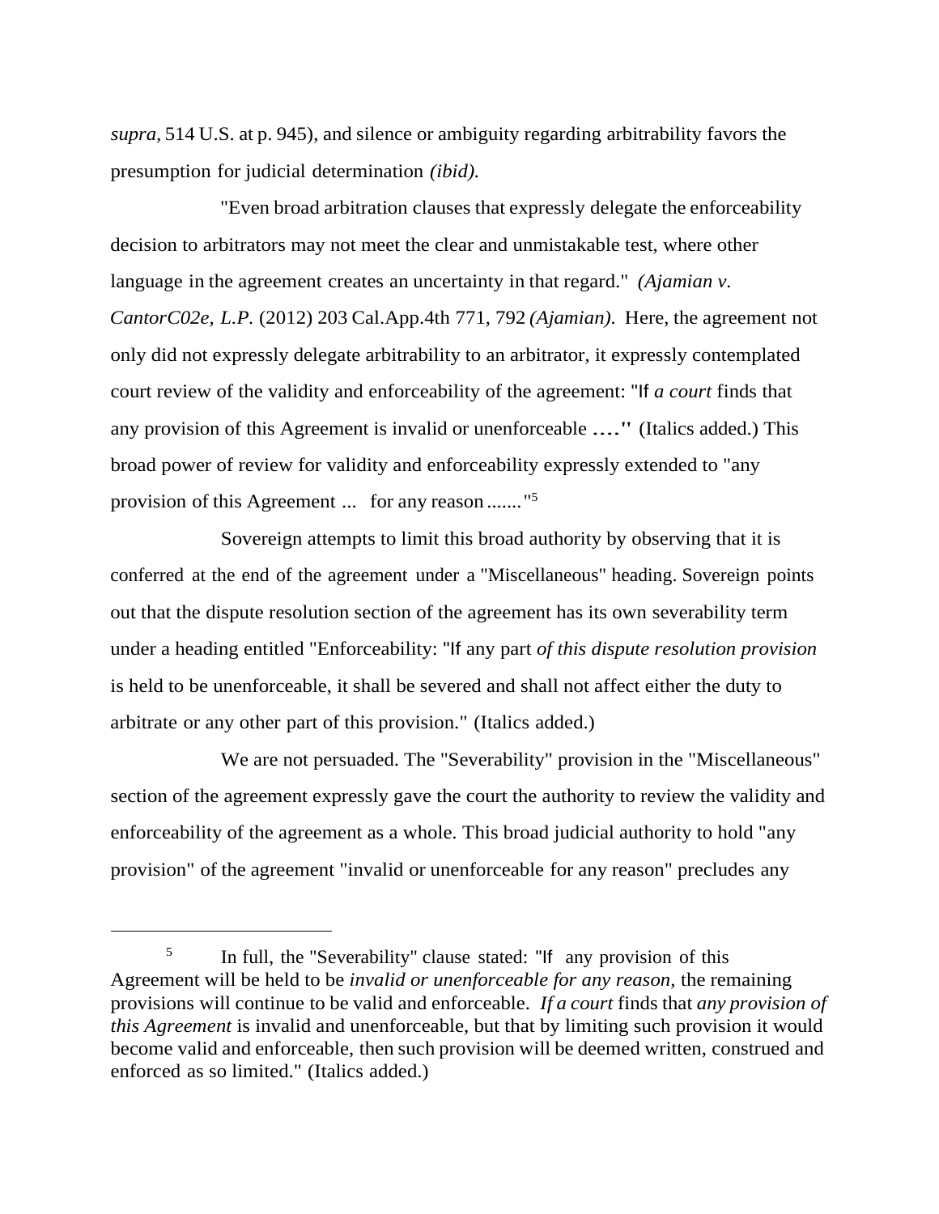*supra*, 514 U.S. at p. 945), and silence or ambiguity regarding arbitrability favors the presumption for judicial determination *(ibid).*

"Even broad arbitration clauses that expressly delegate the enforceability decision to arbitrators may not meet the clear and unmistakable test, where other language in the agreement creates an uncertainty in that regard." *(Ajamian v. CantorC02e, L.P.* (2012) 203 Cal.App.4th 771, 792 *(Ajamian).* Here, the agreement not only did not expressly delegate arbitrability to an arbitrator, it expressly contemplated court review of the validity and enforceability of the agreement: "If *a court* finds that any provision of this Agreement is invalid or unenforceable ...." (Italics added.) This broad power of review for validity and enforceability expressly extended to "any provision of this Agreement ... for any reason ......."[5]

Sovereign attempts to limit this broad authority by observing that it is conferred at the end of the agreement under a "Miscellaneous" heading. Sovereign points out that the dispute resolution section of the agreement has its own severability term under a heading entitled "Enforceability: "If any part *of this dispute resolution provision* is held to be unenforceable, it shall be severed and shall not affect either the duty to arbitrate or any other part of this provision." (Italics added.)

We are not persuaded. The "Severability" provision in the "Miscellaneous" section of the agreement expressly gave the court the authority to review the validity and enforceability of the agreement as a whole. This broad judicial authority to hold "any provision" of the agreement "invalid or unenforceable for any reason" precludes any

---

[5] In full, the "Severability" clause stated: "If any provision of this Agreement will be held to be *invalid or unenforceable for any reason*, the remaining provisions will continue to be valid and enforceable. *If a court* finds that *any provision of this Agreement* is invalid and unenforceable, but that by limiting such provision it would become valid and enforceable, then such provision will be deemed written, construed and enforced as so limited." (Italics added.)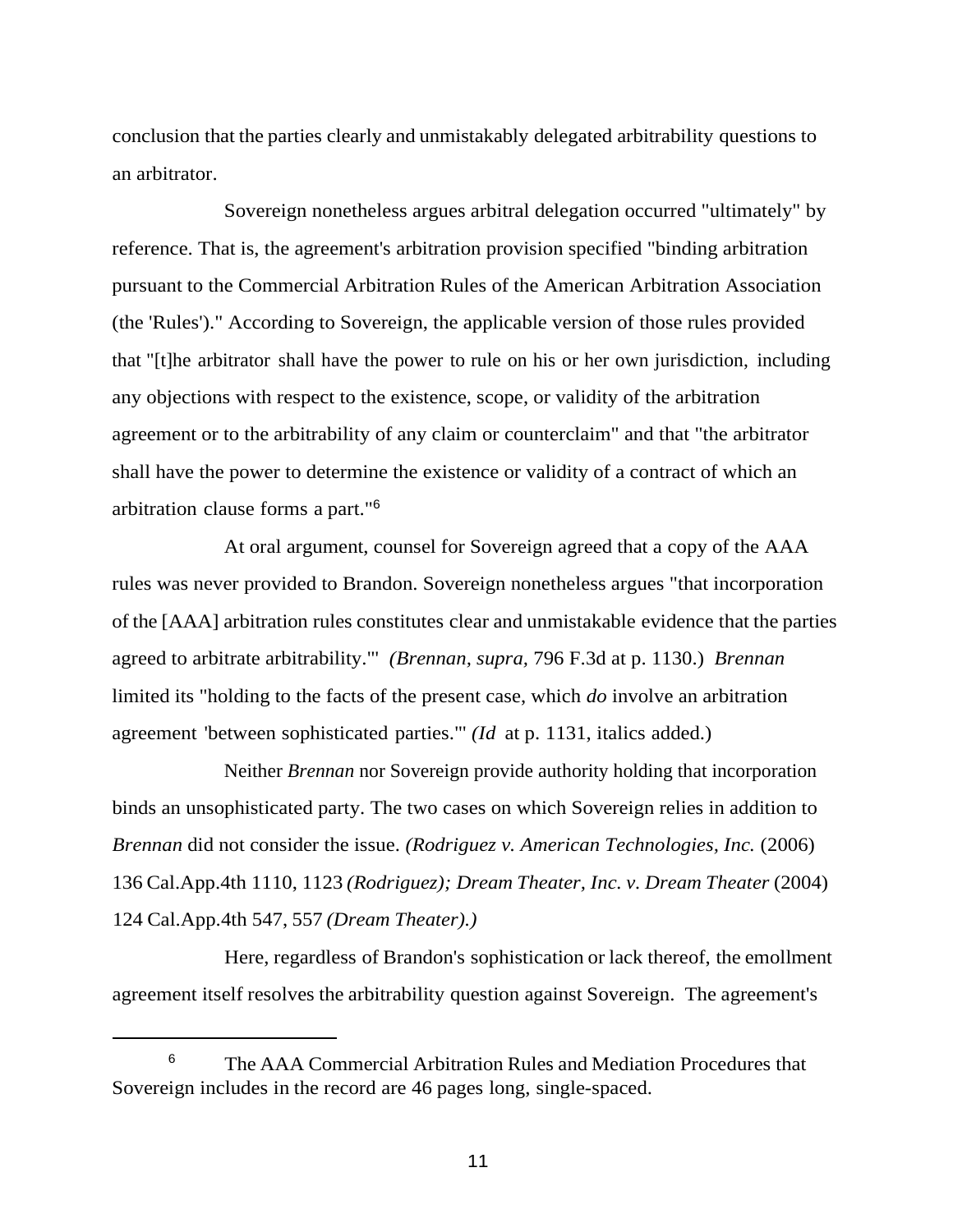conclusion that the parties clearly and unmistakably delegated arbitrability questions to an arbitrator.

Sovereign nonetheless argues arbitral delegation occurred "ultimately" by reference. That is, the agreement's arbitration provision specified "binding arbitration pursuant to the Commercial Arbitration Rules of the American Arbitration Association (the 'Rules')." According to Sovereign, the applicable version of those rules provided that "[t]he arbitrator shall have the power to rule on his or her own jurisdiction, including any objections with respect to the existence, scope, or validity of the arbitration agreement or to the arbitrability of any claim or counterclaim" and that "the arbitrator shall have the power to determine the existence or validity of a contract of which an arbitration clause forms a part."[6]

At oral argument, counsel for Sovereign agreed that a copy of the AAA rules was never provided to Brandon. Sovereign nonetheless argues "that incorporation of the [AAA] arbitration rules constitutes clear and unmistakable evidence that the parties agreed to arbitrate arbitrability.'" *(Brennan, supra,* 796 F.3d at p. 1130.) *Brennan* limited its "holding to the facts of the present case, which *do* involve an arbitration agreement 'between sophisticated parties.'" *(Id* at p. 1131, italics added.)

Neither *Brennan* nor Sovereign provide authority holding that incorporation binds an unsophisticated party. The two cases on which Sovereign relies in addition to *Brennan* did not consider the issue. *(Rodriguez v. American Technologies, Inc.* (2006) 136 Cal.App.4th 1110, 1123 *(Rodriguez); Dream Theater, Inc. v. Dream Theater* (2004) 124 Cal.App.4th 547, 557 *(Dream Theater).)*

Here, regardless of Brandon's sophistication or lack thereof, the emollment agreement itself resolves the arbitrability question against Sovereign. The agreement's

---

[6] The AAA Commercial Arbitration Rules and Mediation Procedures that Sovereign includes in the record are 46 pages long, single-spaced.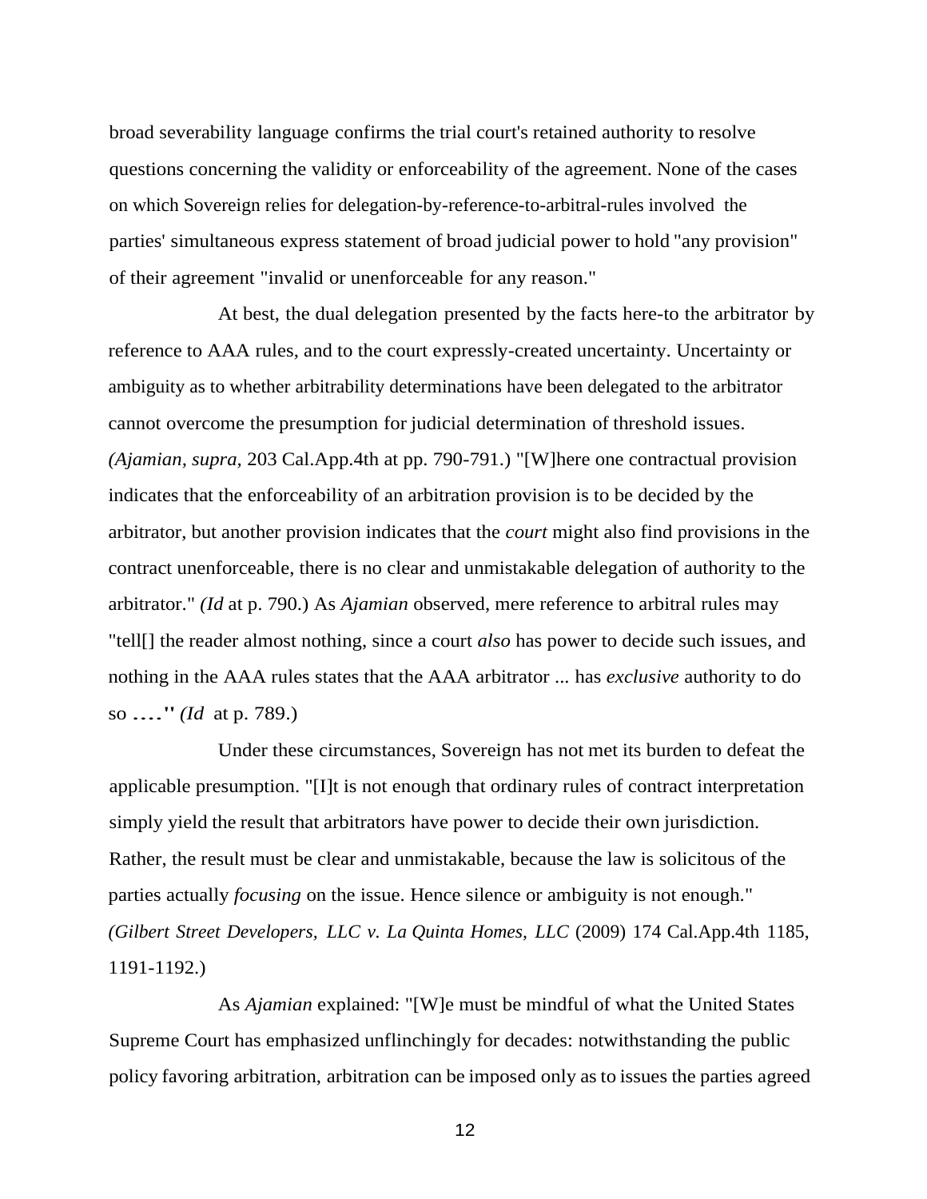broad severability language confirms the trial court's retained authority to resolve questions concerning the validity or enforceability of the agreement. None of the cases on which Sovereign relies for delegation-by-reference-to-arbitral-rules involved the parties' simultaneous express statement of broad judicial power to hold "any provision" of their agreement "invalid or unenforceable for any reason."

At best, the dual delegation presented by the facts here-to the arbitrator by reference to AAA rules, and to the court expressly-created uncertainty. Uncertainty or ambiguity as to whether arbitrability determinations have been delegated to the arbitrator cannot overcome the presumption for judicial determination of threshold issues. *(Ajamian, supra,* 203 Cal.App.4th at pp. 790-791.) "[W]here one contractual provision indicates that the enforceability of an arbitration provision is to be decided by the arbitrator, but another provision indicates that the *court* might also find provisions in the contract unenforceable, there is no clear and unmistakable delegation of authority to the arbitrator." *(Id* at p. 790.) As *Ajamian* observed, mere reference to arbitral rules may "tell[] the reader almost nothing, since a court *also* has power to decide such issues, and nothing in the AAA rules states that the AAA arbitrator ... has *exclusive* authority to do so ...." *(Id* at p. 789.)

Under these circumstances, Sovereign has not met its burden to defeat the applicable presumption. "[I]t is not enough that ordinary rules of contract interpretation simply yield the result that arbitrators have power to decide their own jurisdiction. Rather, the result must be clear and unmistakable, because the law is solicitous of the parties actually *focusing* on the issue. Hence silence or ambiguity is not enough." *(Gilbert Street Developers, LLC v. La Quinta Homes, LLC* (2009) 174 Cal.App.4th 1185, 1191-1192.)

As *Ajamian* explained: "[W]e must be mindful of what the United States Supreme Court has emphasized unflinchingly for decades: notwithstanding the public policy favoring arbitration, arbitration can be imposed only as to issues the parties agreed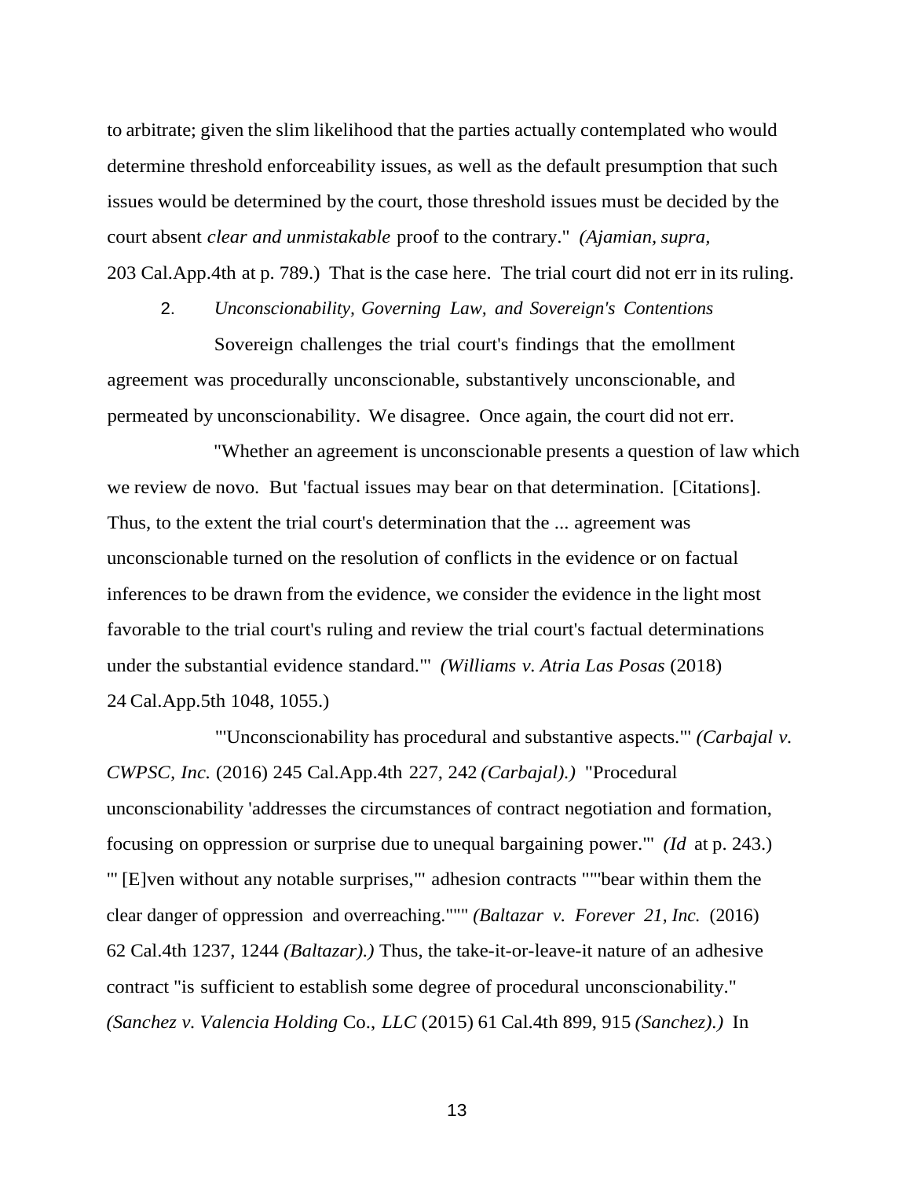to arbitrate; given the slim likelihood that the parties actually contemplated who would determine threshold enforceability issues, as well as the default presumption that such issues would be determined by the court, those threshold issues must be decided by the court absent *clear and unmistakable* proof to the contrary." *(Ajamian, supra,* 203 Cal.App.4th at p. 789.) That is the case here. The trial court did not err in its ruling.

2. *Unconscionability, Governing Law, and Sovereign's Contentions*

Sovereign challenges the trial court's findings that the emollment agreement was procedurally unconscionable, substantively unconscionable, and permeated by unconscionability. We disagree. Once again, the court did not err.

"Whether an agreement is unconscionable presents a question of law which we review de novo. But 'factual issues may bear on that determination. [Citations]. Thus, to the extent the trial court's determination that the ... agreement was unconscionable turned on the resolution of conflicts in the evidence or on factual inferences to be drawn from the evidence, we consider the evidence in the light most favorable to the trial court's ruling and review the trial court's factual determinations under the substantial evidence standard.'" *(Williams v. Atria Las Posas* (2018) 24 Cal.App.5th 1048, 1055.)

"'Unconscionability has procedural and substantive aspects.'" *(Carbajal v. CWPSC, Inc.* (2016) 245 Cal.App.4th 227, 242 *(Carbajal).)* "Procedural unconscionability 'addresses the circumstances of contract negotiation and formation, focusing on oppression or surprise due to unequal bargaining power.'" *(Id* at p. 243.) "' [E]ven without any notable surprises,'" adhesion contracts """bear within them the clear danger of oppression and overreaching.""" *(Baltazar v. Forever 21, Inc.* (2016) 62 Cal.4th 1237, 1244 *(Baltazar).)* Thus, the take-it-or-leave-it nature of an adhesive contract "is sufficient to establish some degree of procedural unconscionability." *(Sanchez v. Valencia Holding* Co., *LLC* (2015) 61 Cal.4th 899, 915 *(Sanchez).)* In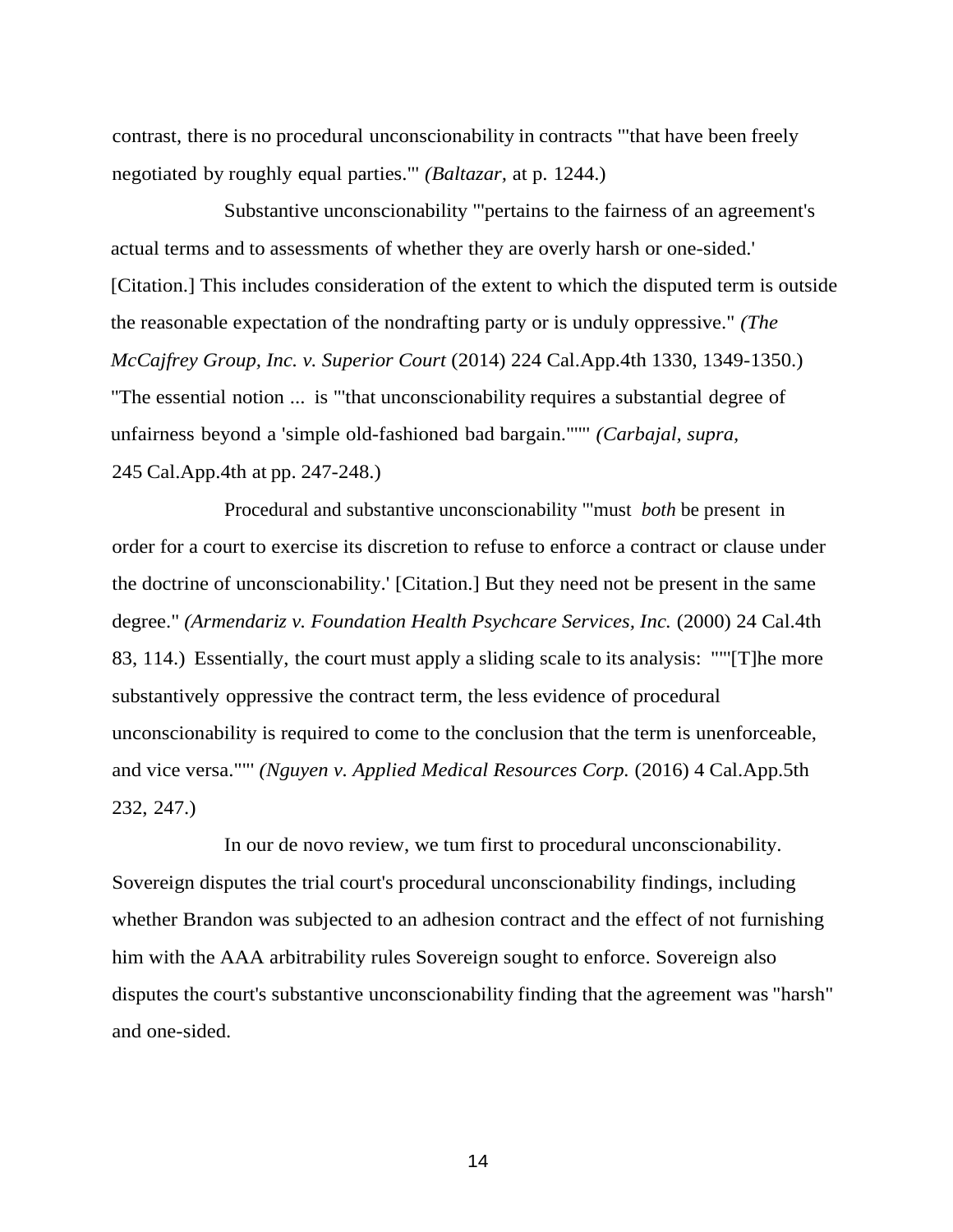contrast, there is no procedural unconscionability in contracts "'that have been freely negotiated by roughly equal parties.'" *(Baltazar,* at p. 1244.)

Substantive unconscionability "'pertains to the fairness of an agreement's actual terms and to assessments of whether they are overly harsh or one-sided.' [Citation.] This includes consideration of the extent to which the disputed term is outside the reasonable expectation of the nondrafting party or is unduly oppressive." *(The McCajfrey Group, Inc. v. Superior Court* (2014) 224 Cal.App.4th 1330, 1349-1350.) "The essential notion ... is "'that unconscionability requires a substantial degree of unfairness beyond a 'simple old-fashioned bad bargain."''" *(Carbajal, supra,* 245 Cal.App.4th at pp. 247-248.)

Procedural and substantive unconscionability "'must *both* be present in order for a court to exercise its discretion to refuse to enforce a contract or clause under the doctrine of unconscionability.' [Citation.] But they need not be present in the same degree." *(Armendariz v. Foundation Health Psychcare Services, Inc.* (2000) 24 Cal.4th 83, 114.) Essentially, the court must apply a sliding scale to its analysis: ""'[T]he more substantively oppressive the contract term, the less evidence of procedural unconscionability is required to come to the conclusion that the term is unenforceable, and vice versa."'" *(Nguyen v. Applied Medical Resources Corp.* (2016) 4 Cal.App.5th 232, 247.)

In our de novo review, we tum first to procedural unconscionability. Sovereign disputes the trial court's procedural unconscionability findings, including whether Brandon was subjected to an adhesion contract and the effect of not furnishing him with the AAA arbitrability rules Sovereign sought to enforce. Sovereign also disputes the court's substantive unconscionability finding that the agreement was "harsh" and one-sided.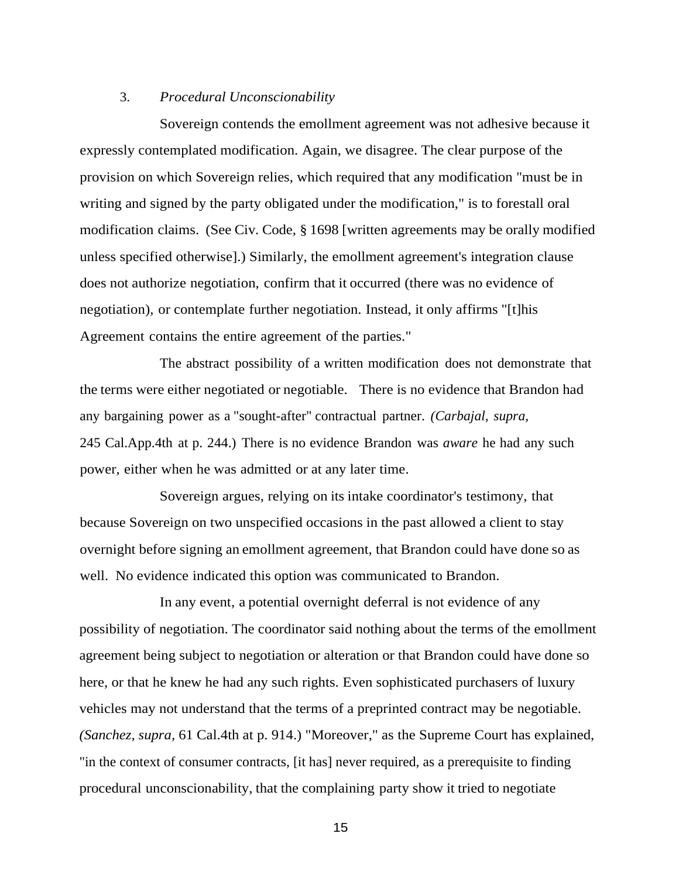### 3. *Procedural Unconscionability*

Sovereign contends the emollment agreement was not adhesive because it expressly contemplated modification. Again, we disagree. The clear purpose of the provision on which Sovereign relies, which required that any modification "must be in writing and signed by the party obligated under the modification," is to forestall oral modification claims. (See Civ. Code, § 1698 [written agreements may be orally modified unless specified otherwise].) Similarly, the emollment agreement's integration clause does not authorize negotiation, confirm that it occurred (there was no evidence of negotiation), or contemplate further negotiation. Instead, it only affirms "[t]his Agreement contains the entire agreement of the parties."

The abstract possibility of a written modification does not demonstrate that the terms were either negotiated or negotiable. There is no evidence that Brandon had any bargaining power as a "sought-after" contractual partner. *(Carbajal, supra,* 245 Cal.App.4th at p. 244.) There is no evidence Brandon was *aware* he had any such power, either when he was admitted or at any later time.

Sovereign argues, relying on its intake coordinator's testimony, that because Sovereign on two unspecified occasions in the past allowed a client to stay overnight before signing an emollment agreement, that Brandon could have done so as well. No evidence indicated this option was communicated to Brandon.

In any event, a potential overnight deferral is not evidence of any possibility of negotiation. The coordinator said nothing about the terms of the emollment agreement being subject to negotiation or alteration or that Brandon could have done so here, or that he knew he had any such rights. Even sophisticated purchasers of luxury vehicles may not understand that the terms of a preprinted contract may be negotiable. *(Sanchez, supra,* 61 Cal.4th at p. 914.) "Moreover," as the Supreme Court has explained, "in the context of consumer contracts, [it has] never required, as a prerequisite to finding procedural unconscionability, that the complaining party show it tried to negotiate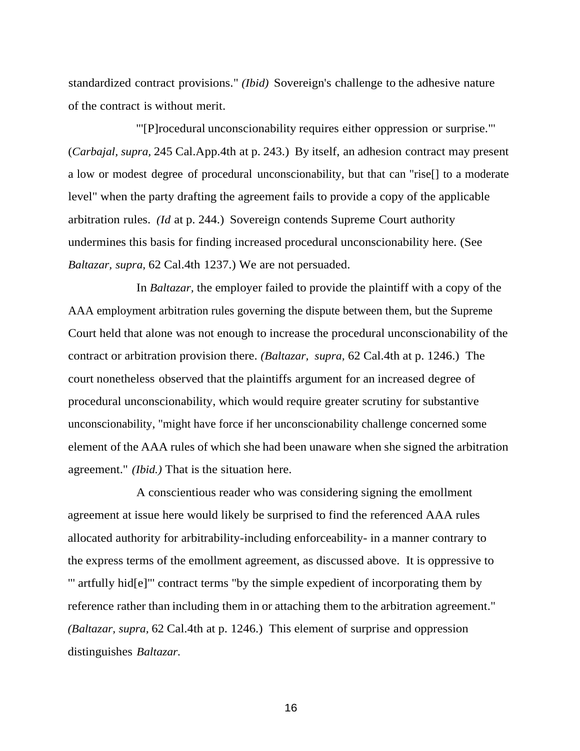standardized contract provisions." *(Ibid)* Sovereign's challenge to the adhesive nature of the contract is without merit.

"'[P]rocedural unconscionability requires either oppression or surprise.'" (*Carbajal, supra,* 245 Cal.App.4th at p. 243.) By itself, an adhesion contract may present a low or modest degree of procedural unconscionability, but that can "rise[] to a moderate level" when the party drafting the agreement fails to provide a copy of the applicable arbitration rules. *(Id* at p. 244.) Sovereign contends Supreme Court authority undermines this basis for finding increased procedural unconscionability here. (See *Baltazar, supra,* 62 Cal.4th 1237.) We are not persuaded.

In *Baltazar,* the employer failed to provide the plaintiff with a copy of the AAA employment arbitration rules governing the dispute between them, but the Supreme Court held that alone was not enough to increase the procedural unconscionability of the contract or arbitration provision there. *(Baltazar, supra,* 62 Cal.4th at p. 1246.) The court nonetheless observed that the plaintiffs argument for an increased degree of procedural unconscionability, which would require greater scrutiny for substantive unconscionability, "might have force if her unconscionability challenge concerned some element of the AAA rules of which she had been unaware when she signed the arbitration agreement." *(Ibid.)* That is the situation here.

A conscientious reader who was considering signing the emollment agreement at issue here would likely be surprised to find the referenced AAA rules allocated authority for arbitrability-including enforceability- in a manner contrary to the express terms of the emollment agreement, as discussed above. It is oppressive to "' artfully hid[e]'" contract terms "by the simple expedient of incorporating them by reference rather than including them in or attaching them to the arbitration agreement." *(Baltazar, supra,* 62 Cal.4th at p. 1246.) This element of surprise and oppression distinguishes *Baltazar.*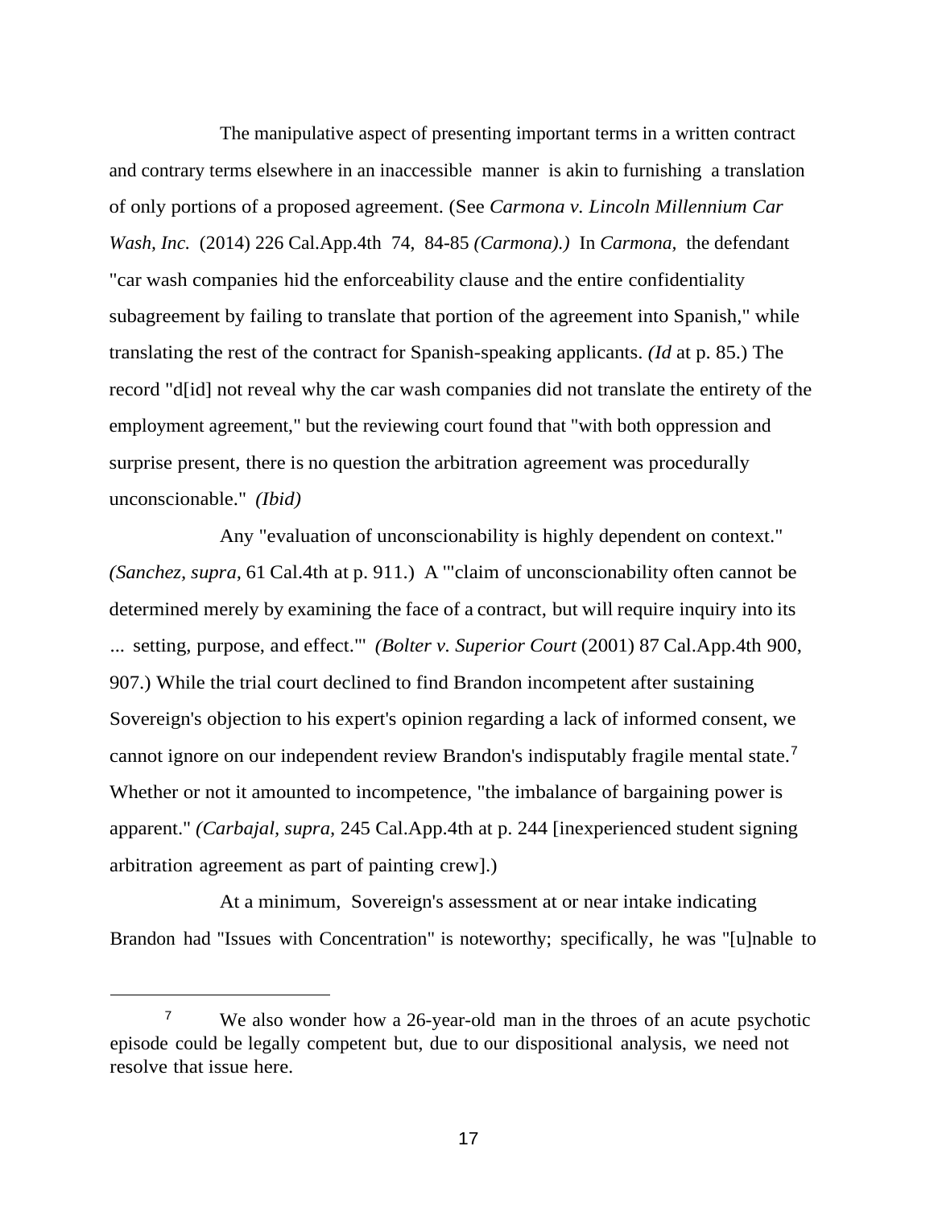The manipulative aspect of presenting important terms in a written contract and contrary terms elsewhere in an inaccessible manner is akin to furnishing a translation of only portions of a proposed agreement. (See *Carmona v. Lincoln Millennium Car Wash, Inc.* (2014) 226 Cal.App.4th 74, 84-85 *(Carmona).)* In *Carmona*, the defendant "car wash companies hid the enforceability clause and the entire confidentiality subagreement by failing to translate that portion of the agreement into Spanish," while translating the rest of the contract for Spanish-speaking applicants. *(Id* at p. 85.) The record "d[id] not reveal why the car wash companies did not translate the entirety of the employment agreement," but the reviewing court found that "with both oppression and surprise present, there is no question the arbitration agreement was procedurally unconscionable." *(Ibid)*

Any "evaluation of unconscionability is highly dependent on context." *(Sanchez, supra*, 61 Cal.4th at p. 911.) A '"claim of unconscionability often cannot be determined merely by examining the face of a contract, but will require inquiry into its ... setting, purpose, and effect."' *(Bolter v. Superior Court* (2001) 87 Cal.App.4th 900, 907.) While the trial court declined to find Brandon incompetent after sustaining Sovereign's objection to his expert's opinion regarding a lack of informed consent, we cannot ignore on our independent review Brandon's indisputably fragile mental state.[7] Whether or not it amounted to incompetence, "the imbalance of bargaining power is apparent." *(Carbajal, supra,* 245 Cal.App.4th at p. 244 [inexperienced student signing arbitration agreement as part of painting crew].)

At a minimum, Sovereign's assessment at or near intake indicating Brandon had "Issues with Concentration" is noteworthy; specifically, he was "[u]nable to

---

[7] We also wonder how a 26-year-old man in the throes of an acute psychotic episode could be legally competent but, due to our dispositional analysis, we need not resolve that issue here.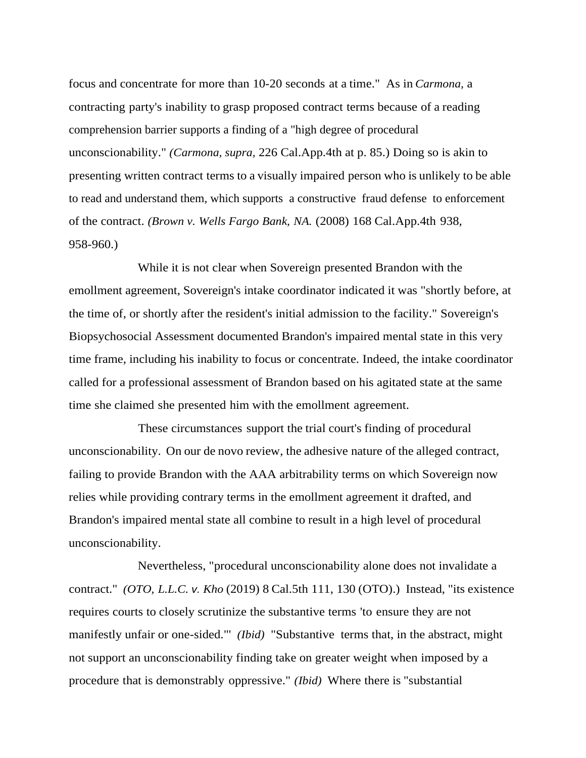focus and concentrate for more than 10-20 seconds at a time." As in *Carmona,* a contracting party's inability to grasp proposed contract terms because of a reading comprehension barrier supports a finding of a "high degree of procedural unconscionability." *(Carmona, supra,* 226 Cal.App.4th at p. 85.) Doing so is akin to presenting written contract terms to a visually impaired person who is unlikely to be able to read and understand them, which supports a constructive fraud defense to enforcement of the contract. *(Brown v. Wells Fargo Bank, NA.* (2008) 168 Cal.App.4th 938, 958-960.)

While it is not clear when Sovereign presented Brandon with the emollment agreement, Sovereign's intake coordinator indicated it was "shortly before, at the time of, or shortly after the resident's initial admission to the facility." Sovereign's Biopsychosocial Assessment documented Brandon's impaired mental state in this very time frame, including his inability to focus or concentrate. Indeed, the intake coordinator called for a professional assessment of Brandon based on his agitated state at the same time she claimed she presented him with the emollment agreement.

These circumstances support the trial court's finding of procedural unconscionability. On our de novo review, the adhesive nature of the alleged contract, failing to provide Brandon with the AAA arbitrability terms on which Sovereign now relies while providing contrary terms in the emollment agreement it drafted, and Brandon's impaired mental state all combine to result in a high level of procedural unconscionability.

Nevertheless, "procedural unconscionability alone does not invalidate a contract." *(OTO, L.L.C. v. Kho* (2019) 8 Cal.5th 111, 130 (OTO).) Instead, "its existence requires courts to closely scrutinize the substantive terms 'to ensure they are not manifestly unfair or one-sided.'" *(Ibid)* "Substantive terms that, in the abstract, might not support an unconscionability finding take on greater weight when imposed by a procedure that is demonstrably oppressive." *(Ibid)* Where there is "substantial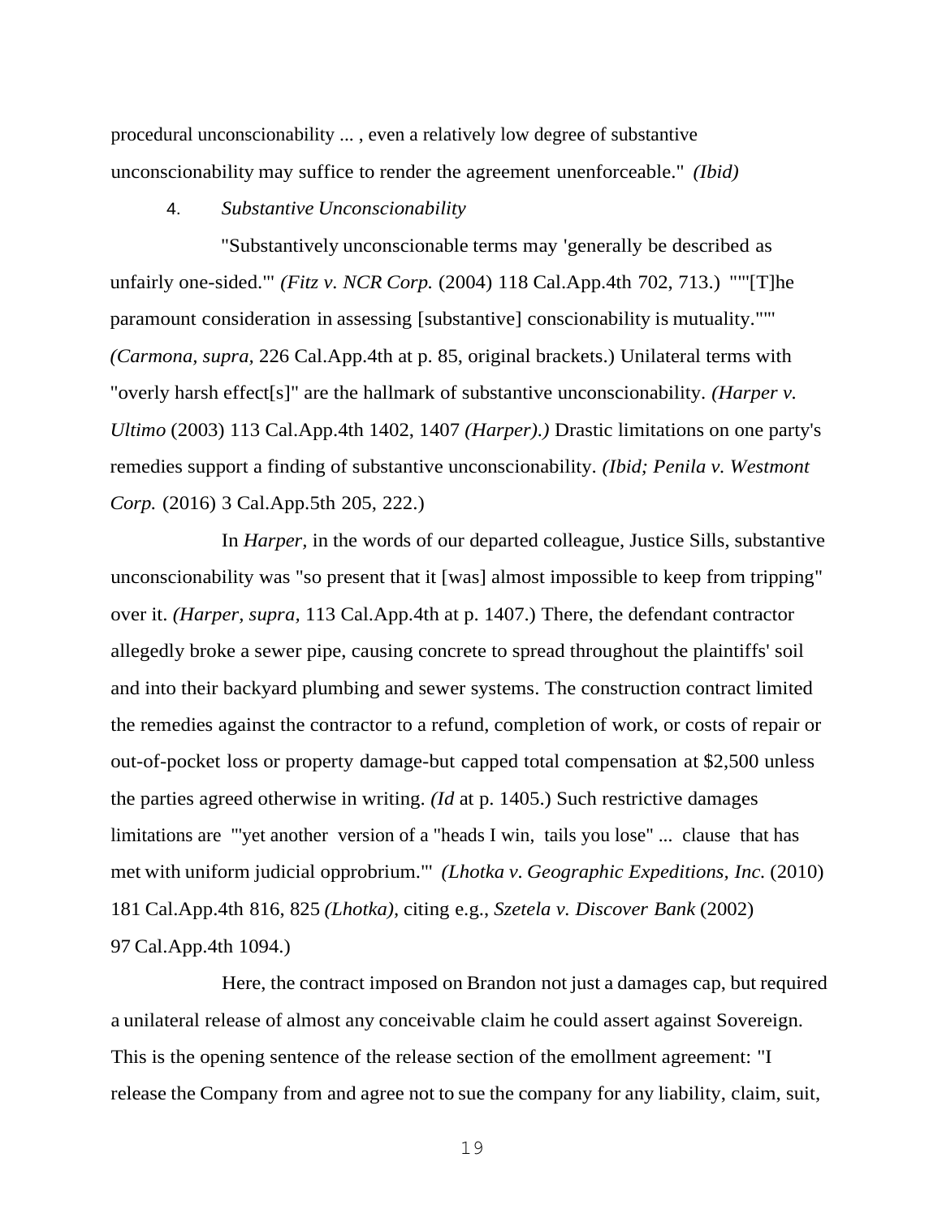procedural unconscionability ... , even a relatively low degree of substantive unconscionability may suffice to render the agreement unenforceable." *(Ibid)*

4. *Substantive Unconscionability*

"Substantively unconscionable terms may 'generally be described as unfairly one-sided.'" *(Fitz v. NCR Corp.* (2004) 118 Cal.App.4th 702, 713.) """[T]he paramount consideration in assessing [substantive] conscionability is mutuality.""" *(Carmona, supra,* 226 Cal.App.4th at p. 85, original brackets.) Unilateral terms with "overly harsh effect[s]" are the hallmark of substantive unconscionability. *(Harper v. Ultimo* (2003) 113 Cal.App.4th 1402, 1407 *(Harper).)* Drastic limitations on one party's remedies support a finding of substantive unconscionability. *(Ibid; Penila v. Westmont Corp.* (2016) 3 Cal.App.5th 205, 222.)

In *Harper,* in the words of our departed colleague, Justice Sills, substantive unconscionability was "so present that it [was] almost impossible to keep from tripping" over it. *(Harper, supra,* 113 Cal.App.4th at p. 1407.) There, the defendant contractor allegedly broke a sewer pipe, causing concrete to spread throughout the plaintiffs' soil and into their backyard plumbing and sewer systems. The construction contract limited the remedies against the contractor to a refund, completion of work, or costs of repair or out-of-pocket loss or property damage-but capped total compensation at $2,500 unless the parties agreed otherwise in writing. *(Id* at p. 1405.) Such restrictive damages limitations are "'yet another version of a "heads I win, tails you lose" ... clause that has met with uniform judicial opprobrium.'" *(Lhotka v. Geographic Expeditions, Inc.* (2010) 181 Cal.App.4th 816, 825 *(Lhotka),* citing e.g., *Szetela v. Discover Bank* (2002) 97 Cal.App.4th 1094.)

Here, the contract imposed on Brandon not just a damages cap, but required a unilateral release of almost any conceivable claim he could assert against Sovereign. This is the opening sentence of the release section of the emollment agreement: "I release the Company from and agree not to sue the company for any liability, claim, suit,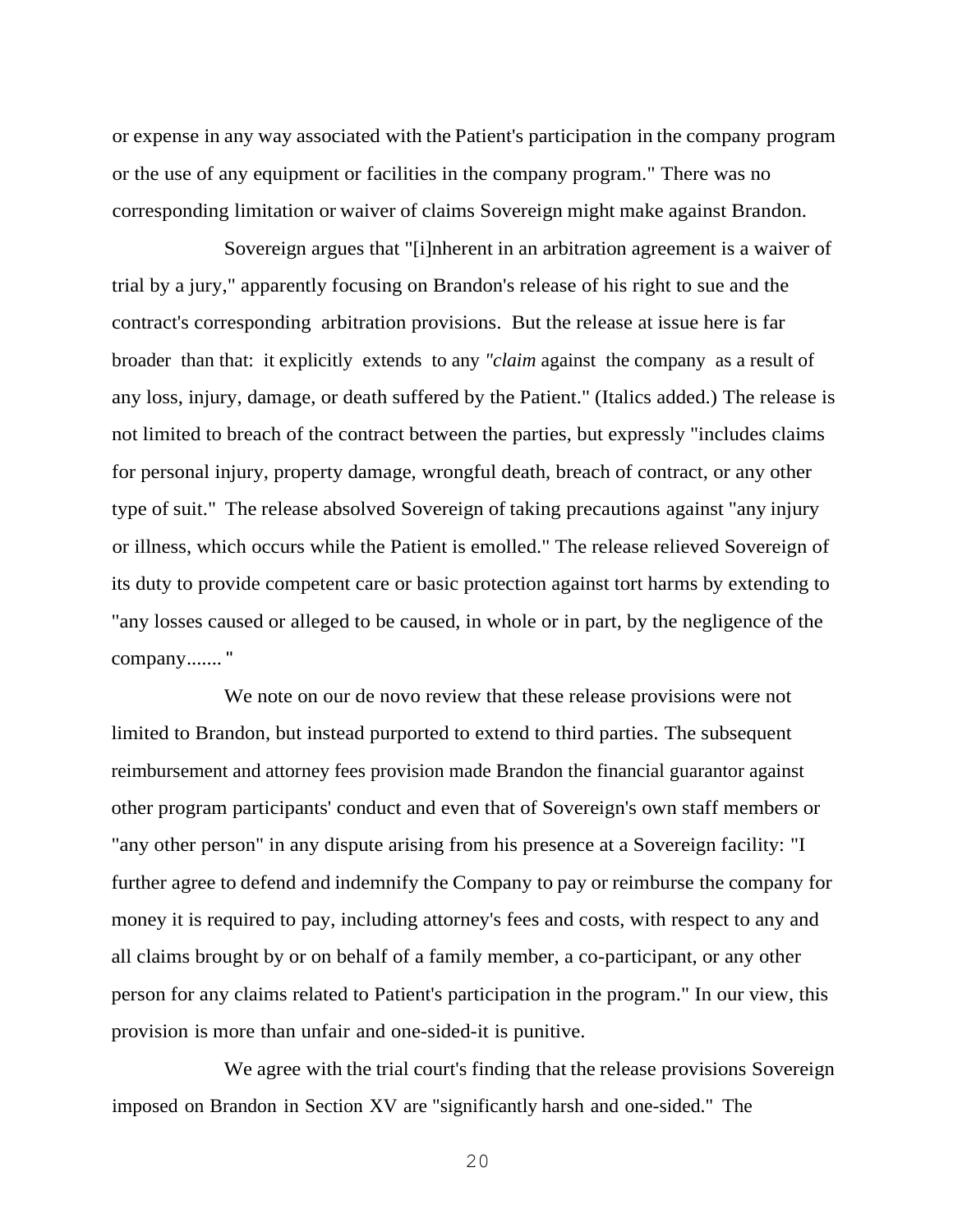or expense in any way associated with the Patient's participation in the company program or the use of any equipment or facilities in the company program." There was no corresponding limitation or waiver of claims Sovereign might make against Brandon.

Sovereign argues that "[i]nherent in an arbitration agreement is a waiver of trial by a jury," apparently focusing on Brandon's release of his right to sue and the contract's corresponding arbitration provisions. But the release at issue here is far broader than that: it explicitly extends to any *"claim* against the company as a result of any loss, injury, damage, or death suffered by the Patient." (Italics added.) The release is not limited to breach of the contract between the parties, but expressly "includes claims for personal injury, property damage, wrongful death, breach of contract, or any other type of suit." The release absolved Sovereign of taking precautions against "any injury or illness, which occurs while the Patient is emolled." The release relieved Sovereign of its duty to provide competent care or basic protection against tort harms by extending to "any losses caused or alleged to be caused, in whole or in part, by the negligence of the company....... "

We note on our de novo review that these release provisions were not limited to Brandon, but instead purported to extend to third parties. The subsequent reimbursement and attorney fees provision made Brandon the financial guarantor against other program participants' conduct and even that of Sovereign's own staff members or "any other person" in any dispute arising from his presence at a Sovereign facility: "I further agree to defend and indemnify the Company to pay or reimburse the company for money it is required to pay, including attorney's fees and costs, with respect to any and all claims brought by or on behalf of a family member, a co-participant, or any other person for any claims related to Patient's participation in the program." In our view, this provision is more than unfair and one-sided-it is punitive.

We agree with the trial court's finding that the release provisions Sovereign imposed on Brandon in Section XV are "significantly harsh and one-sided." The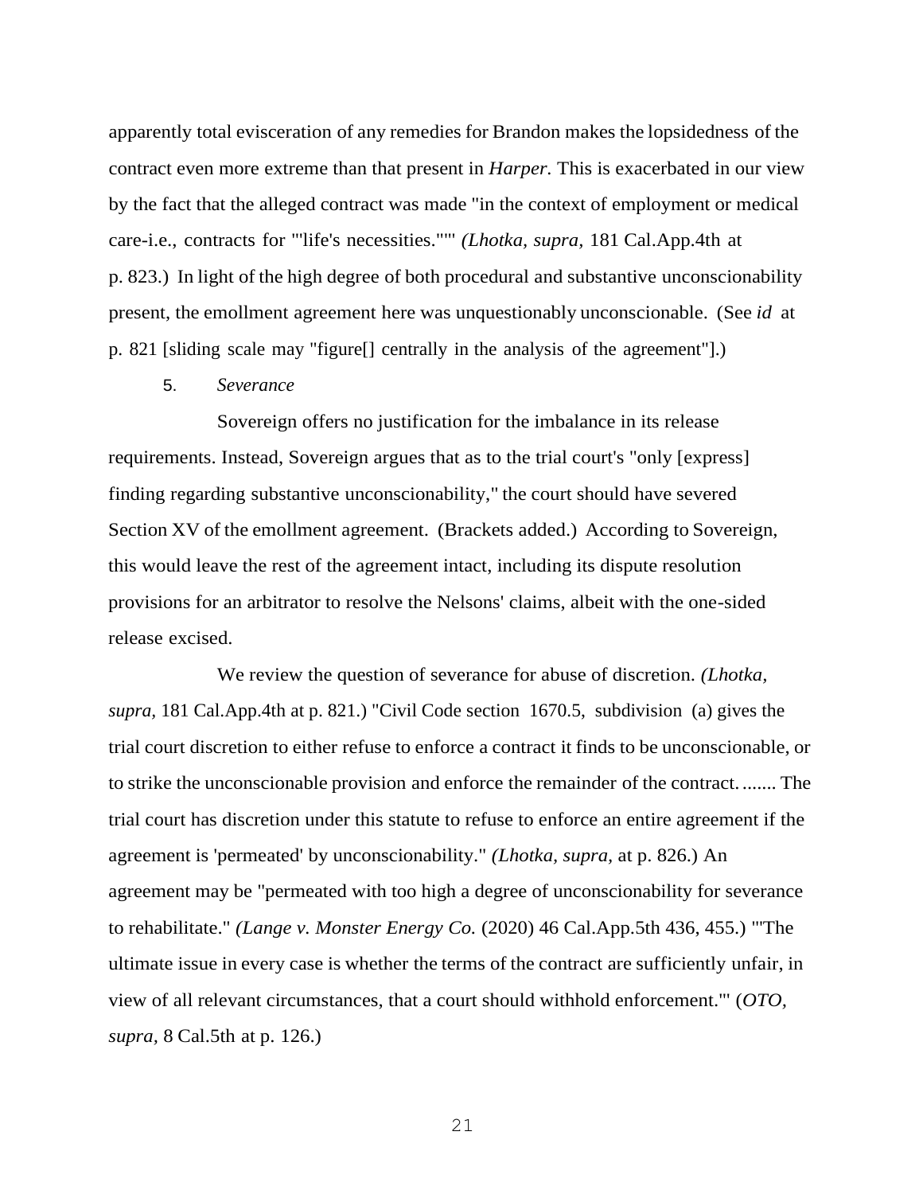apparently total evisceration of any remedies for Brandon makes the lopsidedness of the contract even more extreme than that present in *Harper.* This is exacerbated in our view by the fact that the alleged contract was made "in the context of employment or medical care-i.e., contracts for "'life's necessities."'" *(Lhotka, supra,* 181 Cal.App.4th at p. 823.) In light of the high degree of both procedural and substantive unconscionability present, the emollment agreement here was unquestionably unconscionable. (See *id* at p. 821 [sliding scale may "figure[] centrally in the analysis of the agreement"].)

5. *Severance*

Sovereign offers no justification for the imbalance in its release requirements. Instead, Sovereign argues that as to the trial court's "only [express] finding regarding substantive unconscionability," the court should have severed Section XV of the emollment agreement. (Brackets added.) According to Sovereign, this would leave the rest of the agreement intact, including its dispute resolution provisions for an arbitrator to resolve the Nelsons' claims, albeit with the one-sided release excised.

We review the question of severance for abuse of discretion. *(Lhotka, supra,* 181 Cal.App.4th at p. 821.) "Civil Code section 1670.5, subdivision (a) gives the trial court discretion to either refuse to enforce a contract it finds to be unconscionable, or to strike the unconscionable provision and enforce the remainder of the contract. ....... The trial court has discretion under this statute to refuse to enforce an entire agreement if the agreement is 'permeated' by unconscionability." *(Lhotka, supra,* at p. 826.) An agreement may be "permeated with too high a degree of unconscionability for severance to rehabilitate." *(Lange v. Monster Energy Co.* (2020) 46 Cal.App.5th 436, 455.) "'The ultimate issue in every case is whether the terms of the contract are sufficiently unfair, in view of all relevant circumstances, that a court should withhold enforcement.'" (*OTO, supra,* 8 Cal.5th at p. 126.)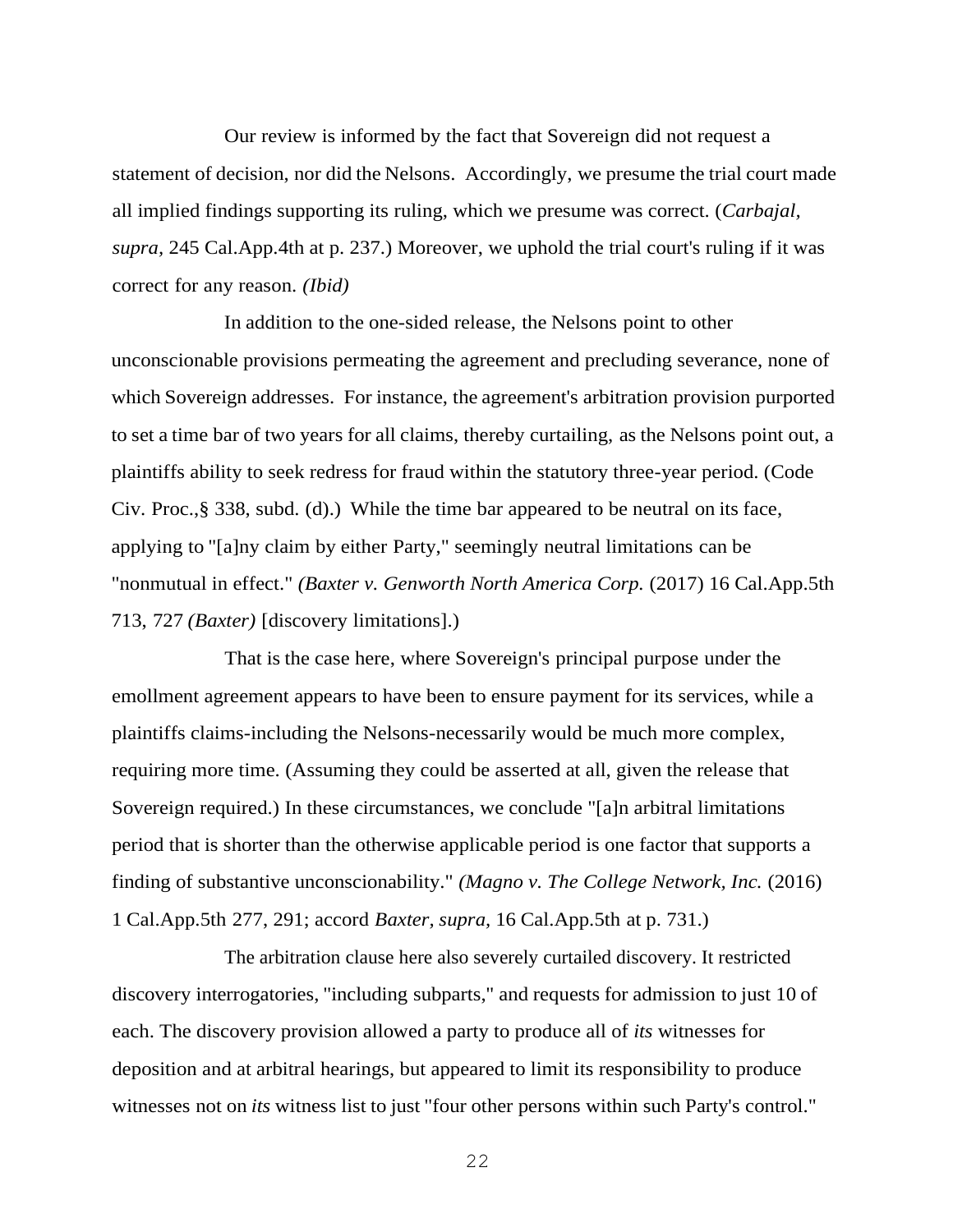Our review is informed by the fact that Sovereign did not request a statement of decision, nor did the Nelsons. Accordingly, we presume the trial court made all implied findings supporting its ruling, which we presume was correct. (*Carbajal, supra,* 245 Cal.App.4th at p. 237.) Moreover, we uphold the trial court's ruling if it was correct for any reason. *(Ibid)*

In addition to the one-sided release, the Nelsons point to other unconscionable provisions permeating the agreement and precluding severance, none of which Sovereign addresses. For instance, the agreement's arbitration provision purported to set a time bar of two years for all claims, thereby curtailing, as the Nelsons point out, a plaintiffs ability to seek redress for fraud within the statutory three-year period. (Code Civ. Proc.,§ 338, subd. (d).) While the time bar appeared to be neutral on its face, applying to "[a]ny claim by either Party," seemingly neutral limitations can be "nonmutual in effect." *(Baxter v. Genworth North America Corp.* (2017) 16 Cal.App.5th 713, 727 *(Baxter)* [discovery limitations].)

That is the case here, where Sovereign's principal purpose under the emollment agreement appears to have been to ensure payment for its services, while a plaintiffs claims-including the Nelsons-necessarily would be much more complex, requiring more time. (Assuming they could be asserted at all, given the release that Sovereign required.) In these circumstances, we conclude "[a]n arbitral limitations period that is shorter than the otherwise applicable period is one factor that supports a finding of substantive unconscionability." *(Magno v. The College Network, Inc.* (2016) 1 Cal.App.5th 277, 291; accord *Baxter, supra,* 16 Cal.App.5th at p. 731.)

The arbitration clause here also severely curtailed discovery. It restricted discovery interrogatories, "including subparts," and requests for admission to just 10 of each. The discovery provision allowed a party to produce all of *its* witnesses for deposition and at arbitral hearings, but appeared to limit its responsibility to produce witnesses not on *its* witness list to just "four other persons within such Party's control."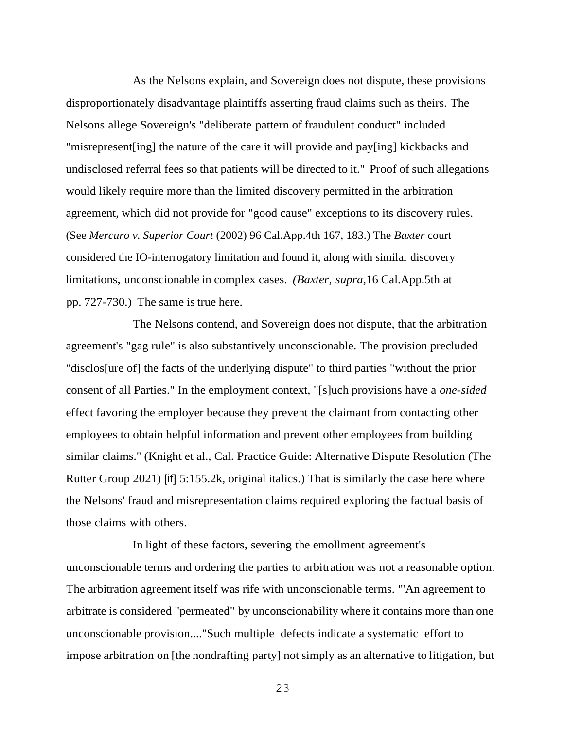As the Nelsons explain, and Sovereign does not dispute, these provisions disproportionately disadvantage plaintiffs asserting fraud claims such as theirs. The Nelsons allege Sovereign's "deliberate pattern of fraudulent conduct" included "misrepresent[ing] the nature of the care it will provide and pay[ing] kickbacks and undisclosed referral fees so that patients will be directed to it." Proof of such allegations would likely require more than the limited discovery permitted in the arbitration agreement, which did not provide for "good cause" exceptions to its discovery rules. (See *Mercuro v. Superior Court* (2002) 96 Cal.App.4th 167, 183.) The *Baxter* court considered the IO-interrogatory limitation and found it, along with similar discovery limitations, unconscionable in complex cases. *(Baxter, supra,*16 Cal.App.5th at pp. 727-730.) The same is true here.

The Nelsons contend, and Sovereign does not dispute, that the arbitration agreement's "gag rule" is also substantively unconscionable. The provision precluded "disclos[ure of] the facts of the underlying dispute" to third parties "without the prior consent of all Parties." In the employment context, "[s]uch provisions have a *one-sided* effect favoring the employer because they prevent the claimant from contacting other employees to obtain helpful information and prevent other employees from building similar claims." (Knight et al., Cal. Practice Guide: Alternative Dispute Resolution (The Rutter Group 2021) [if] 5:155.2k, original italics.) That is similarly the case here where the Nelsons' fraud and misrepresentation claims required exploring the factual basis of those claims with others.

In light of these factors, severing the emollment agreement's unconscionable terms and ordering the parties to arbitration was not a reasonable option. The arbitration agreement itself was rife with unconscionable terms. "'An agreement to arbitrate is considered "permeated" by unconscionability where it contains more than one unconscionable provision...."Such multiple defects indicate a systematic effort to impose arbitration on [the nondrafting party] not simply as an alternative to litigation, but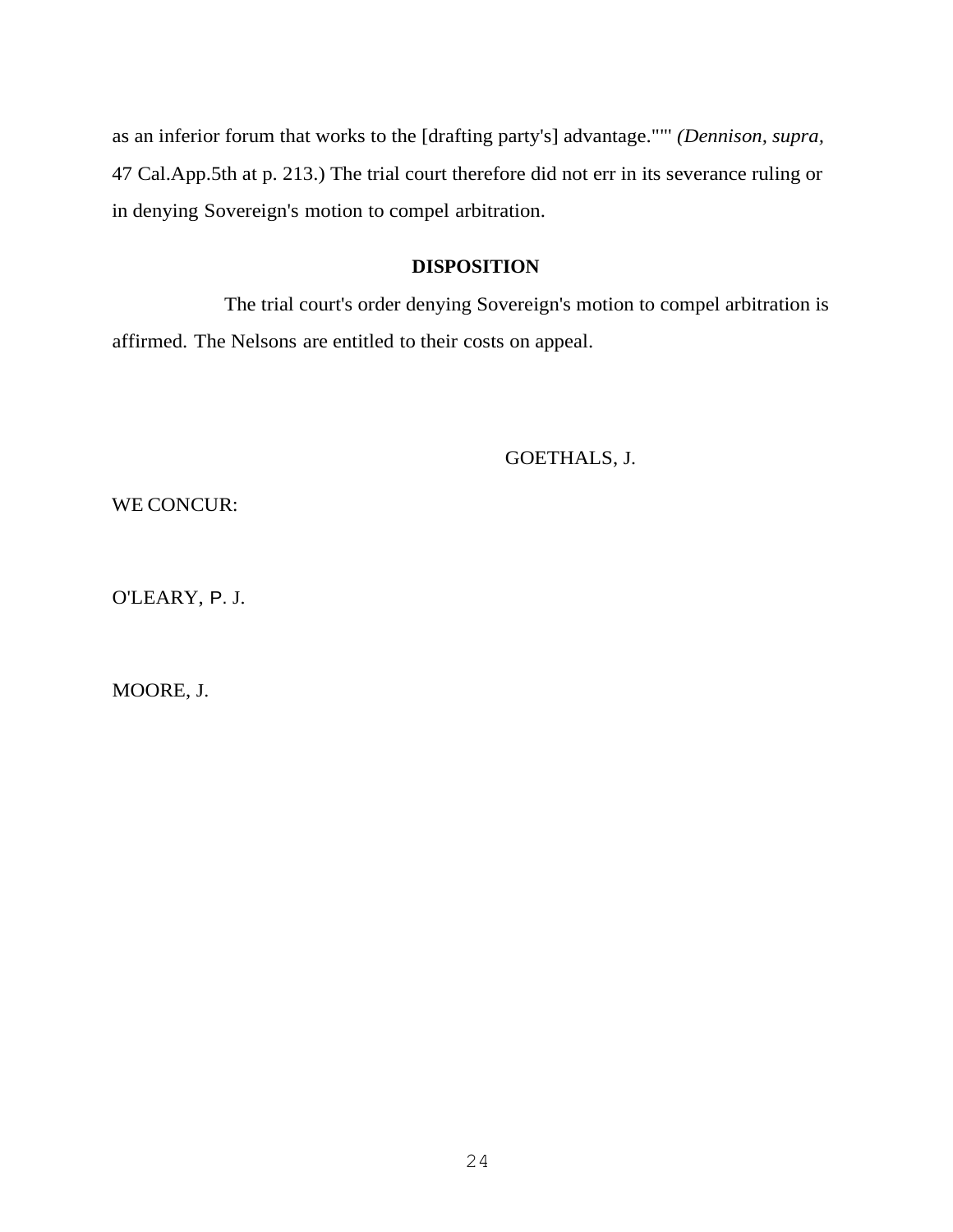as an inferior forum that works to the [drafting party's] advantage."'" *(Dennison, supra,* 47 Cal.App.5th at p. 213.) The trial court therefore did not err in its severance ruling or in denying Sovereign's motion to compel arbitration.

## DISPOSITION

The trial court's order denying Sovereign's motion to compel arbitration is affirmed. The Nelsons are entitled to their costs on appeal.

GOETHALS, J.

WE CONCUR:

O'LEARY, P. J.

MOORE, J.